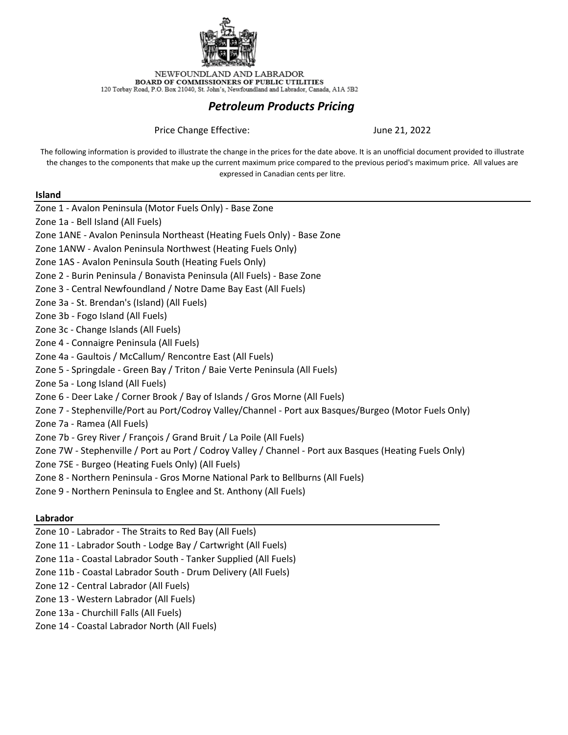NEWFOUNDLAND AND LABRADOR
**BOARD OF COMMISSIONERS OF PUBLIC UTILITIES**
120 Torbay Road, P.O. Box 21040, St. John's, Newfoundland and Labrador, Canada, A1A 5B2

# *Petroleum Products Pricing*

Price Change Effective: June 21, 2022

The following information is provided to illustrate the change in the prices for the date above. It is an unofficial document provided to illustrate the changes to the components that make up the current maximum price compared to the previous period's maximum price. All values are expressed in Canadian cents per litre.

## Island

Zone 1 - Avalon Peninsula (Motor Fuels Only) - Base Zone
Zone 1a - Bell Island (All Fuels)
Zone 1ANE - Avalon Peninsula Northeast (Heating Fuels Only) - Base Zone
Zone 1ANW - Avalon Peninsula Northwest (Heating Fuels Only)
Zone 1AS - Avalon Peninsula South (Heating Fuels Only)
Zone 2 - Burin Peninsula / Bonavista Peninsula (All Fuels) - Base Zone
Zone 3 - Central Newfoundland / Notre Dame Bay East (All Fuels)
Zone 3a - St. Brendan's (Island) (All Fuels)
Zone 3b - Fogo Island (All Fuels)
Zone 3c - Change Islands (All Fuels)
Zone 4 - Connaigre Peninsula (All Fuels)
Zone 4a - Gaultois / McCallum/ Rencontre East (All Fuels)
Zone 5 - Springdale - Green Bay / Triton / Baie Verte Peninsula (All Fuels)
Zone 5a - Long Island (All Fuels)
Zone 6 - Deer Lake / Corner Brook / Bay of Islands / Gros Morne (All Fuels)
Zone 7 - Stephenville/Port au Port/Codroy Valley/Channel - Port aux Basques/Burgeo (Motor Fuels Only)
Zone 7a - Ramea (All Fuels)
Zone 7b - Grey River / François / Grand Bruit / La Poile (All Fuels)
Zone 7W - Stephenville / Port au Port / Codroy Valley / Channel - Port aux Basques (Heating Fuels Only)
Zone 7SE - Burgeo (Heating Fuels Only) (All Fuels)
Zone 8 - Northern Peninsula - Gros Morne National Park to Bellburns (All Fuels)
Zone 9 - Northern Peninsula to Englee and St. Anthony (All Fuels)

## Labrador

Zone 10 - Labrador - The Straits to Red Bay (All Fuels)
Zone 11 - Labrador South - Lodge Bay / Cartwright (All Fuels)
Zone 11a - Coastal Labrador South - Tanker Supplied (All Fuels)
Zone 11b - Coastal Labrador South - Drum Delivery (All Fuels)
Zone 12 - Central Labrador (All Fuels)
Zone 13 - Western Labrador (All Fuels)
Zone 13a - Churchill Falls (All Fuels)
Zone 14 - Coastal Labrador North (All Fuels)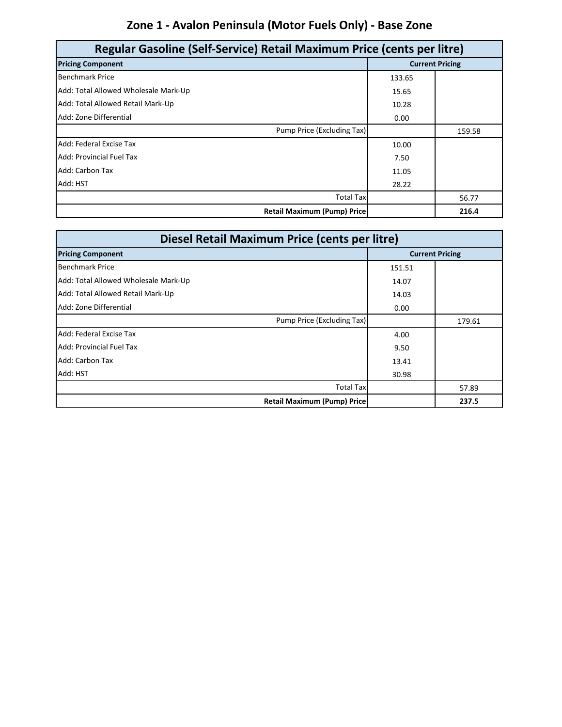# Zone 1 - Avalon Peninsula (Motor Fuels Only) - Base Zone

| Regular Gasoline (Self-Service) Retail Maximum Price (cents per litre) | | |
|---|---|---|
| **Pricing Component** | **Current Pricing** | |
| Benchmark Price | 133.65 | |
| Add: Total Allowed Wholesale Mark-Up | 15.65 | |
| Add: Total Allowed Retail Mark-Up | 10.28 | |
| Add: Zone Differential | 0.00 | |
| Pump Price (Excluding Tax) | | 159.58 |
| Add: Federal Excise Tax | 10.00 | |
| Add: Provincial Fuel Tax | 7.50 | |
| Add: Carbon Tax | 11.05 | |
| Add: HST | 28.22 | |
| Total Tax | | 56.77 |
| **Retail Maximum (Pump) Price** | | **216.4** |

| Diesel Retail Maximum Price (cents per litre) | | |
|---|---|---|
| **Pricing Component** | **Current Pricing** | |
| Benchmark Price | 151.51 | |
| Add: Total Allowed Wholesale Mark-Up | 14.07 | |
| Add: Total Allowed Retail Mark-Up | 14.03 | |
| Add: Zone Differential | 0.00 | |
| Pump Price (Excluding Tax) | | 179.61 |
| Add: Federal Excise Tax | 4.00 | |
| Add: Provincial Fuel Tax | 9.50 | |
| Add: Carbon Tax | 13.41 | |
| Add: HST | 30.98 | |
| Total Tax | | 57.89 |
| **Retail Maximum (Pump) Price** | | **237.5** |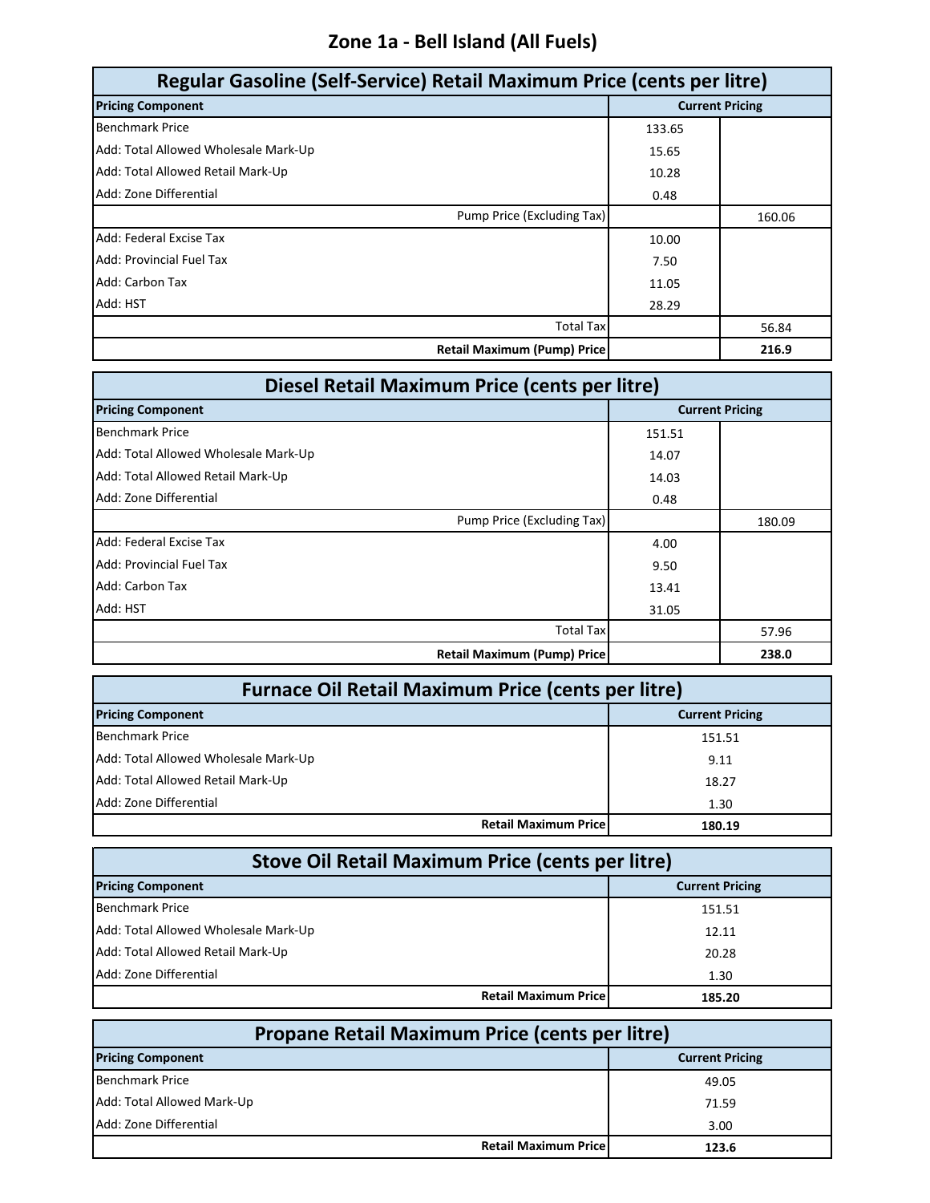# Zone 1a - Bell Island (All Fuels)

## Regular Gasoline (Self-Service) Retail Maximum Price (cents per litre)

| Pricing Component | Current Pricing | |
|---|---|---|
| Benchmark Price | 133.65 | |
| Add: Total Allowed Wholesale Mark-Up | 15.65 | |
| Add: Total Allowed Retail Mark-Up | 10.28 | |
| Add: Zone Differential | 0.48 | |
| Pump Price (Excluding Tax) | | 160.06 |
| Add: Federal Excise Tax | 10.00 | |
| Add: Provincial Fuel Tax | 7.50 | |
| Add: Carbon Tax | 11.05 | |
| Add: HST | 28.29 | |
| Total Tax | | 56.84 |
| **Retail Maximum (Pump) Price** | | **216.9** |

## Diesel Retail Maximum Price (cents per litre)

| Pricing Component | Current Pricing | |
|---|---|---|
| Benchmark Price | 151.51 | |
| Add: Total Allowed Wholesale Mark-Up | 14.07 | |
| Add: Total Allowed Retail Mark-Up | 14.03 | |
| Add: Zone Differential | 0.48 | |
| Pump Price (Excluding Tax) | | 180.09 |
| Add: Federal Excise Tax | 4.00 | |
| Add: Provincial Fuel Tax | 9.50 | |
| Add: Carbon Tax | 13.41 | |
| Add: HST | 31.05 | |
| Total Tax | | 57.96 |
| **Retail Maximum (Pump) Price** | | **238.0** |

## Furnace Oil Retail Maximum Price (cents per litre)

| Pricing Component | Current Pricing |
|---|---|
| Benchmark Price | 151.51 |
| Add: Total Allowed Wholesale Mark-Up | 9.11 |
| Add: Total Allowed Retail Mark-Up | 18.27 |
| Add: Zone Differential | 1.30 |
| **Retail Maximum Price** | **180.19** |

## Stove Oil Retail Maximum Price (cents per litre)

| Pricing Component | Current Pricing |
|---|---|
| Benchmark Price | 151.51 |
| Add: Total Allowed Wholesale Mark-Up | 12.11 |
| Add: Total Allowed Retail Mark-Up | 20.28 |
| Add: Zone Differential | 1.30 |
| **Retail Maximum Price** | **185.20** |

## Propane Retail Maximum Price (cents per litre)

| Pricing Component | Current Pricing |
|---|---|
| Benchmark Price | 49.05 |
| Add: Total Allowed Mark-Up | 71.59 |
| Add: Zone Differential | 3.00 |
| **Retail Maximum Price** | **123.6** |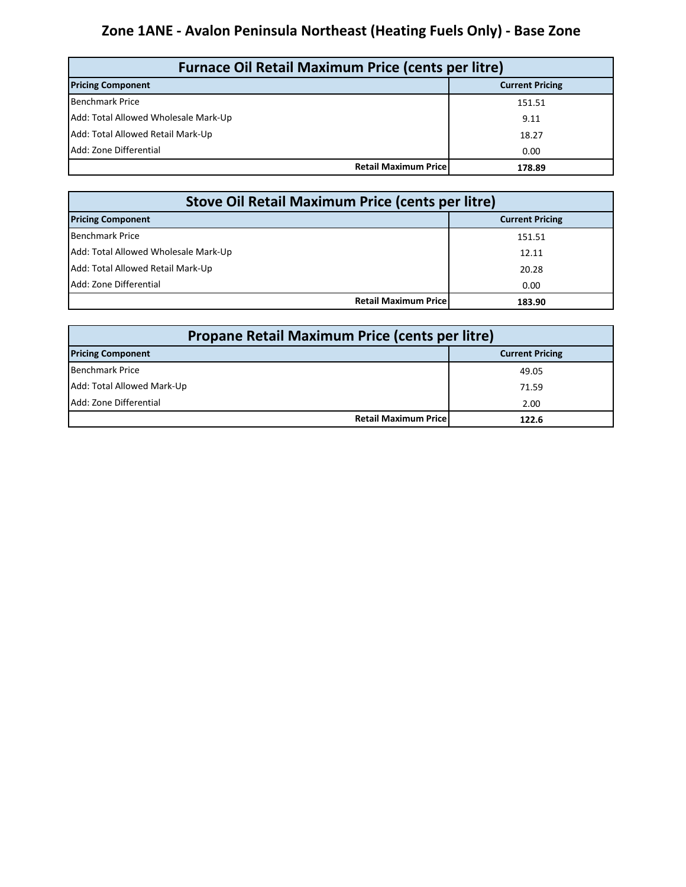# Zone 1ANE - Avalon Peninsula Northeast (Heating Fuels Only) - Base Zone

| Furnace Oil Retail Maximum Price (cents per litre) | |
|---|---|
| **Pricing Component** | **Current Pricing** |
| Benchmark Price | 151.51 |
| Add: Total Allowed Wholesale Mark-Up | 9.11 |
| Add: Total Allowed Retail Mark-Up | 18.27 |
| Add: Zone Differential | 0.00 |
| **Retail Maximum Price** | **178.89** |

| Stove Oil Retail Maximum Price (cents per litre) | |
|---|---|
| **Pricing Component** | **Current Pricing** |
| Benchmark Price | 151.51 |
| Add: Total Allowed Wholesale Mark-Up | 12.11 |
| Add: Total Allowed Retail Mark-Up | 20.28 |
| Add: Zone Differential | 0.00 |
| **Retail Maximum Price** | **183.90** |

| Propane Retail Maximum Price (cents per litre) | |
|---|---|
| **Pricing Component** | **Current Pricing** |
| Benchmark Price | 49.05 |
| Add: Total Allowed Mark-Up | 71.59 |
| Add: Zone Differential | 2.00 |
| **Retail Maximum Price** | **122.6** |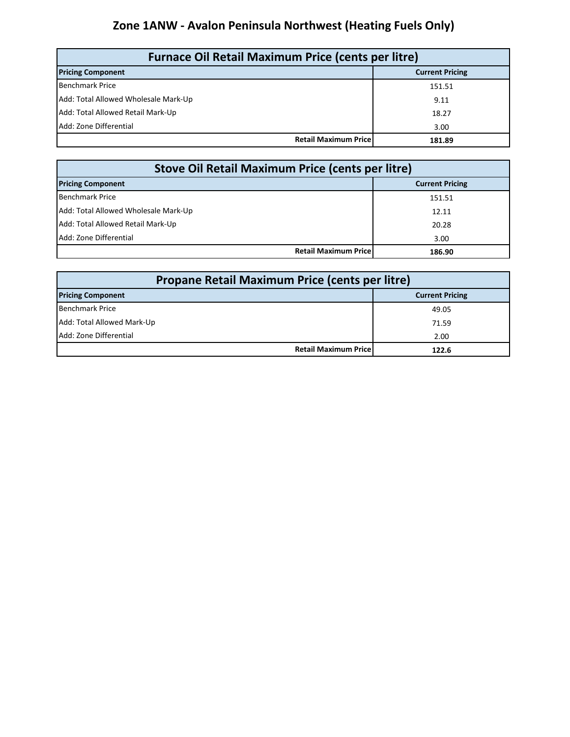# Zone 1ANW - Avalon Peninsula Northwest (Heating Fuels Only)

| Furnace Oil Retail Maximum Price (cents per litre) | |
|---|---|
| **Pricing Component** | **Current Pricing** |
| Benchmark Price | 151.51 |
| Add: Total Allowed Wholesale Mark-Up | 9.11 |
| Add: Total Allowed Retail Mark-Up | 18.27 |
| Add: Zone Differential | 3.00 |
| **Retail Maximum Price** | **181.89** |

| Stove Oil Retail Maximum Price (cents per litre) | |
|---|---|
| **Pricing Component** | **Current Pricing** |
| Benchmark Price | 151.51 |
| Add: Total Allowed Wholesale Mark-Up | 12.11 |
| Add: Total Allowed Retail Mark-Up | 20.28 |
| Add: Zone Differential | 3.00 |
| **Retail Maximum Price** | **186.90** |

| Propane Retail Maximum Price (cents per litre) | |
|---|---|
| **Pricing Component** | **Current Pricing** |
| Benchmark Price | 49.05 |
| Add: Total Allowed Mark-Up | 71.59 |
| Add: Zone Differential | 2.00 |
| **Retail Maximum Price** | **122.6** |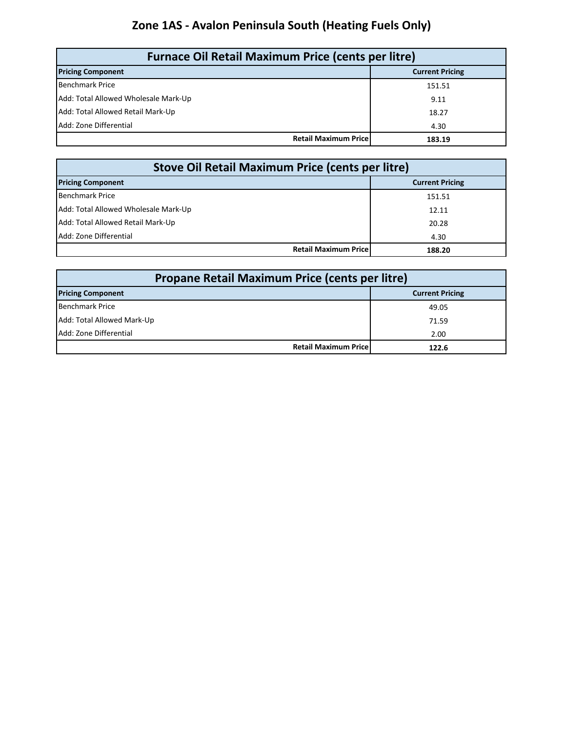# Zone 1AS - Avalon Peninsula South (Heating Fuels Only)

| Furnace Oil Retail Maximum Price (cents per litre) | |
|---|---|
| **Pricing Component** | **Current Pricing** |
| Benchmark Price | 151.51 |
| Add: Total Allowed Wholesale Mark-Up | 9.11 |
| Add: Total Allowed Retail Mark-Up | 18.27 |
| Add: Zone Differential | 4.30 |
| **Retail Maximum Price** | **183.19** |

| Stove Oil Retail Maximum Price (cents per litre) | |
|---|---|
| **Pricing Component** | **Current Pricing** |
| Benchmark Price | 151.51 |
| Add: Total Allowed Wholesale Mark-Up | 12.11 |
| Add: Total Allowed Retail Mark-Up | 20.28 |
| Add: Zone Differential | 4.30 |
| **Retail Maximum Price** | **188.20** |

| Propane Retail Maximum Price (cents per litre) | |
|---|---|
| **Pricing Component** | **Current Pricing** |
| Benchmark Price | 49.05 |
| Add: Total Allowed Mark-Up | 71.59 |
| Add: Zone Differential | 2.00 |
| **Retail Maximum Price** | **122.6** |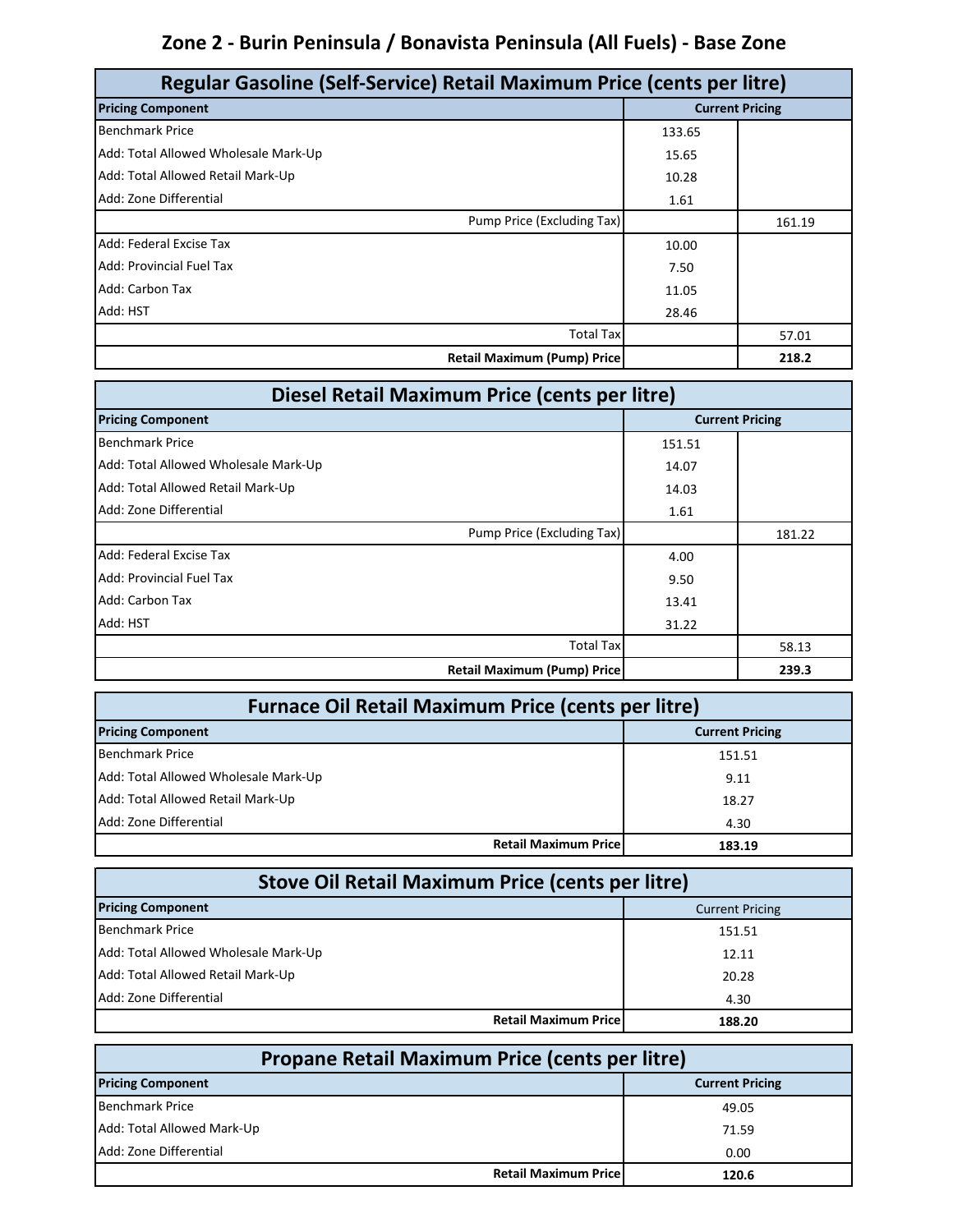## Zone 2 - Burin Peninsula / Bonavista Peninsula (All Fuels) - Base Zone

| Regular Gasoline (Self-Service) Retail Maximum Price (cents per litre) | | |
|---|---|---|
| **Pricing Component** | **Current Pricing** | |
| Benchmark Price | 133.65 | |
| Add: Total Allowed Wholesale Mark-Up | 15.65 | |
| Add: Total Allowed Retail Mark-Up | 10.28 | |
| Add: Zone Differential | 1.61 | |
| Pump Price (Excluding Tax) | | 161.19 |
| Add: Federal Excise Tax | 10.00 | |
| Add: Provincial Fuel Tax | 7.50 | |
| Add: Carbon Tax | 11.05 | |
| Add: HST | 28.46 | |
| Total Tax | | 57.01 |
| **Retail Maximum (Pump) Price** | | **218.2** |

| Diesel Retail Maximum Price (cents per litre) | | |
|---|---|---|
| **Pricing Component** | **Current Pricing** | |
| Benchmark Price | 151.51 | |
| Add: Total Allowed Wholesale Mark-Up | 14.07 | |
| Add: Total Allowed Retail Mark-Up | 14.03 | |
| Add: Zone Differential | 1.61 | |
| Pump Price (Excluding Tax) | | 181.22 |
| Add: Federal Excise Tax | 4.00 | |
| Add: Provincial Fuel Tax | 9.50 | |
| Add: Carbon Tax | 13.41 | |
| Add: HST | 31.22 | |
| Total Tax | | 58.13 |
| **Retail Maximum (Pump) Price** | | **239.3** |

| Furnace Oil Retail Maximum Price (cents per litre) | |
|---|---|
| **Pricing Component** | **Current Pricing** |
| Benchmark Price | 151.51 |
| Add: Total Allowed Wholesale Mark-Up | 9.11 |
| Add: Total Allowed Retail Mark-Up | 18.27 |
| Add: Zone Differential | 4.30 |
| **Retail Maximum Price** | **183.19** |

| Stove Oil Retail Maximum Price (cents per litre) | |
|---|---|
| **Pricing Component** | Current Pricing |
| Benchmark Price | 151.51 |
| Add: Total Allowed Wholesale Mark-Up | 12.11 |
| Add: Total Allowed Retail Mark-Up | 20.28 |
| Add: Zone Differential | 4.30 |
| **Retail Maximum Price** | **188.20** |

| Propane Retail Maximum Price (cents per litre) | |
|---|---|
| **Pricing Component** | **Current Pricing** |
| Benchmark Price | 49.05 |
| Add: Total Allowed Mark-Up | 71.59 |
| Add: Zone Differential | 0.00 |
| **Retail Maximum Price** | **120.6** |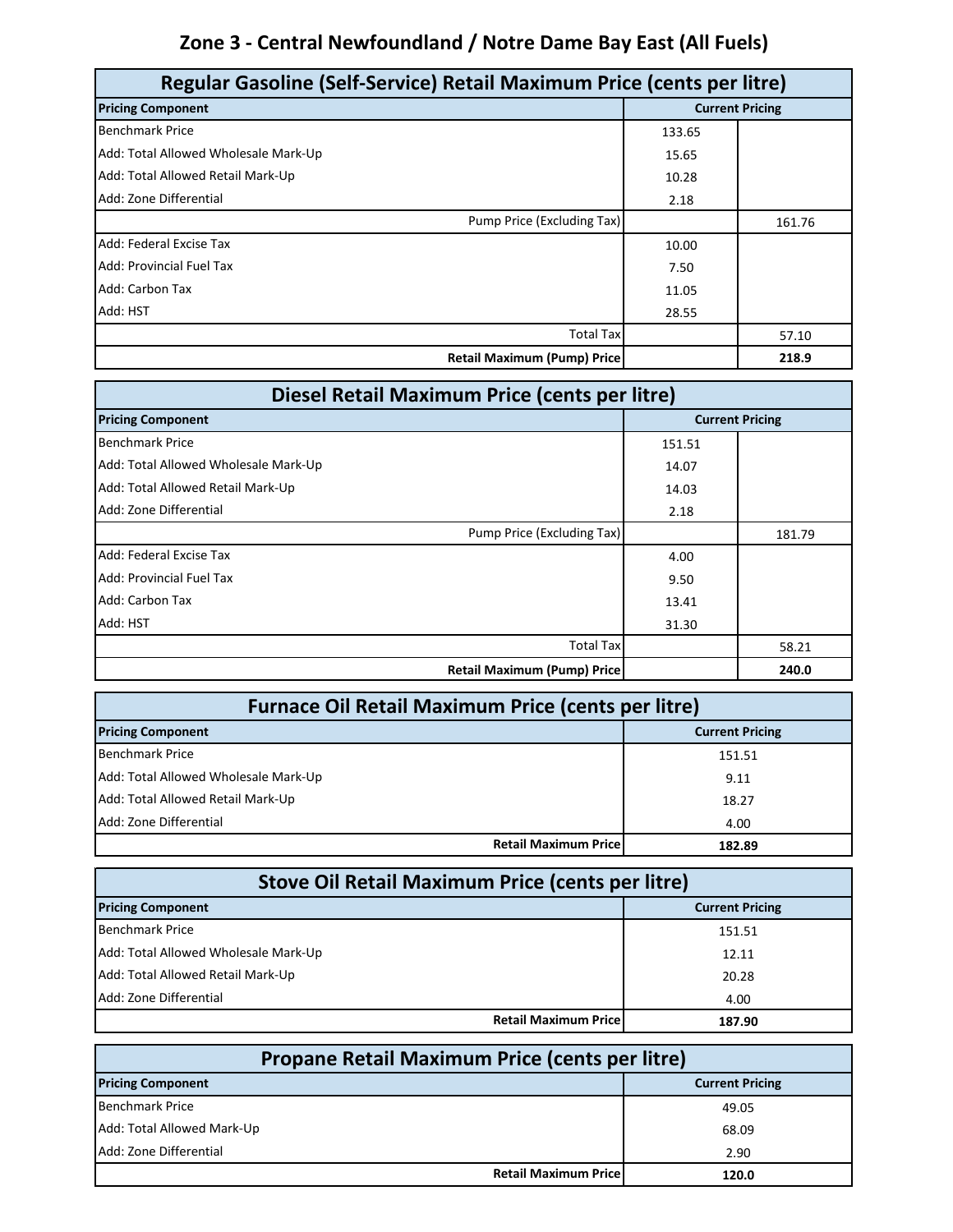# Zone 3 - Central Newfoundland / Notre Dame Bay East (All Fuels)

| Regular Gasoline (Self-Service) Retail Maximum Price (cents per litre) | | |
|---|---|---|
| **Pricing Component** | **Current Pricing** | |
| Benchmark Price | 133.65 | |
| Add: Total Allowed Wholesale Mark-Up | 15.65 | |
| Add: Total Allowed Retail Mark-Up | 10.28 | |
| Add: Zone Differential | 2.18 | |
| Pump Price (Excluding Tax) | | 161.76 |
| Add: Federal Excise Tax | 10.00 | |
| Add: Provincial Fuel Tax | 7.50 | |
| Add: Carbon Tax | 11.05 | |
| Add: HST | 28.55 | |
| Total Tax | | 57.10 |
| **Retail Maximum (Pump) Price** | | **218.9** |

| Diesel Retail Maximum Price (cents per litre) | | |
|---|---|---|
| **Pricing Component** | **Current Pricing** | |
| Benchmark Price | 151.51 | |
| Add: Total Allowed Wholesale Mark-Up | 14.07 | |
| Add: Total Allowed Retail Mark-Up | 14.03 | |
| Add: Zone Differential | 2.18 | |
| Pump Price (Excluding Tax) | | 181.79 |
| Add: Federal Excise Tax | 4.00 | |
| Add: Provincial Fuel Tax | 9.50 | |
| Add: Carbon Tax | 13.41 | |
| Add: HST | 31.30 | |
| Total Tax | | 58.21 |
| **Retail Maximum (Pump) Price** | | **240.0** |

| Furnace Oil Retail Maximum Price (cents per litre) | |
|---|---|
| **Pricing Component** | **Current Pricing** |
| Benchmark Price | 151.51 |
| Add: Total Allowed Wholesale Mark-Up | 9.11 |
| Add: Total Allowed Retail Mark-Up | 18.27 |
| Add: Zone Differential | 4.00 |
| **Retail Maximum Price** | **182.89** |

| Stove Oil Retail Maximum Price (cents per litre) | |
|---|---|
| **Pricing Component** | **Current Pricing** |
| Benchmark Price | 151.51 |
| Add: Total Allowed Wholesale Mark-Up | 12.11 |
| Add: Total Allowed Retail Mark-Up | 20.28 |
| Add: Zone Differential | 4.00 |
| **Retail Maximum Price** | **187.90** |

| Propane Retail Maximum Price (cents per litre) | |
|---|---|
| **Pricing Component** | **Current Pricing** |
| Benchmark Price | 49.05 |
| Add: Total Allowed Mark-Up | 68.09 |
| Add: Zone Differential | 2.90 |
| **Retail Maximum Price** | **120.0** |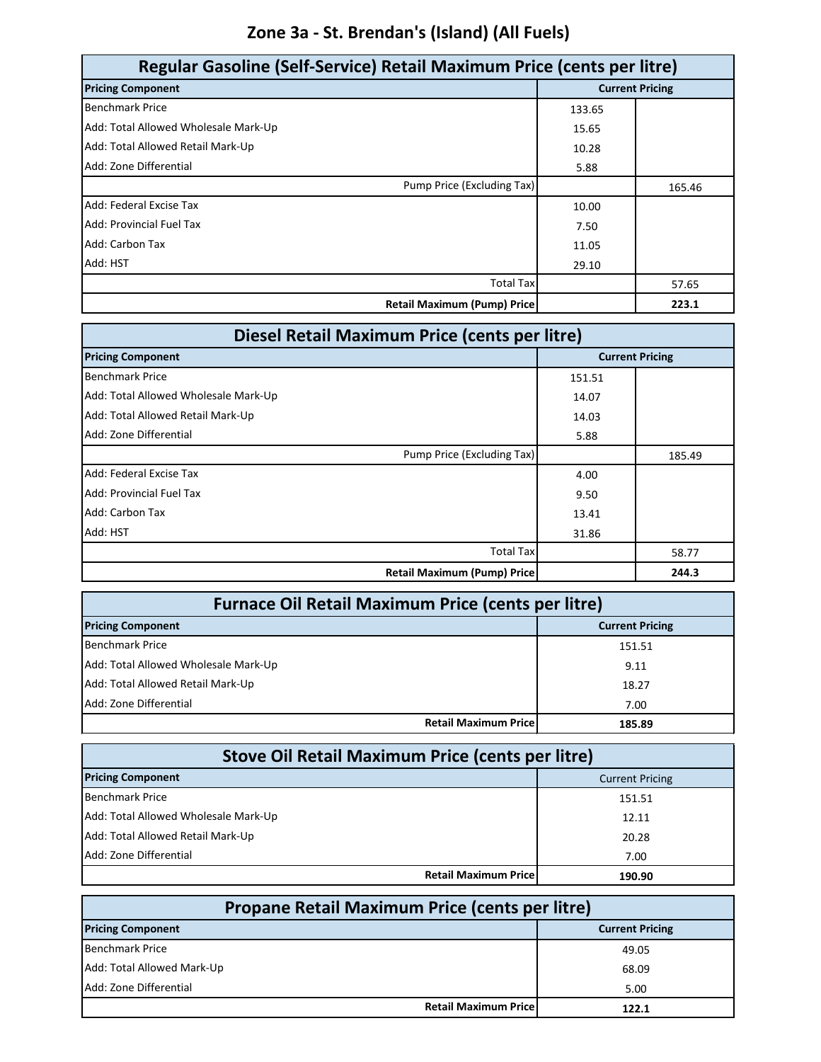# Zone 3a - St. Brendan's (Island) (All Fuels)

| Regular Gasoline (Self-Service) Retail Maximum Price (cents per litre) | | |
|---|---|---|
| **Pricing Component** | **Current Pricing** | |
| Benchmark Price | 133.65 | |
| Add: Total Allowed Wholesale Mark-Up | 15.65 | |
| Add: Total Allowed Retail Mark-Up | 10.28 | |
| Add: Zone Differential | 5.88 | |
| Pump Price (Excluding Tax) | | 165.46 |
| Add: Federal Excise Tax | 10.00 | |
| Add: Provincial Fuel Tax | 7.50 | |
| Add: Carbon Tax | 11.05 | |
| Add: HST | 29.10 | |
| Total Tax | | 57.65 |
| **Retail Maximum (Pump) Price** | | **223.1** |

| Diesel Retail Maximum Price (cents per litre) | | |
|---|---|---|
| **Pricing Component** | **Current Pricing** | |
| Benchmark Price | 151.51 | |
| Add: Total Allowed Wholesale Mark-Up | 14.07 | |
| Add: Total Allowed Retail Mark-Up | 14.03 | |
| Add: Zone Differential | 5.88 | |
| Pump Price (Excluding Tax) | | 185.49 |
| Add: Federal Excise Tax | 4.00 | |
| Add: Provincial Fuel Tax | 9.50 | |
| Add: Carbon Tax | 13.41 | |
| Add: HST | 31.86 | |
| Total Tax | | 58.77 |
| **Retail Maximum (Pump) Price** | | **244.3** |

| Furnace Oil Retail Maximum Price (cents per litre) | |
|---|---|
| **Pricing Component** | **Current Pricing** |
| Benchmark Price | 151.51 |
| Add: Total Allowed Wholesale Mark-Up | 9.11 |
| Add: Total Allowed Retail Mark-Up | 18.27 |
| Add: Zone Differential | 7.00 |
| **Retail Maximum Price** | **185.89** |

| Stove Oil Retail Maximum Price (cents per litre) | |
|---|---|
| **Pricing Component** | Current Pricing |
| Benchmark Price | 151.51 |
| Add: Total Allowed Wholesale Mark-Up | 12.11 |
| Add: Total Allowed Retail Mark-Up | 20.28 |
| Add: Zone Differential | 7.00 |
| **Retail Maximum Price** | **190.90** |

| Propane Retail Maximum Price (cents per litre) | |
|---|---|
| **Pricing Component** | **Current Pricing** |
| Benchmark Price | 49.05 |
| Add: Total Allowed Mark-Up | 68.09 |
| Add: Zone Differential | 5.00 |
| **Retail Maximum Price** | **122.1** |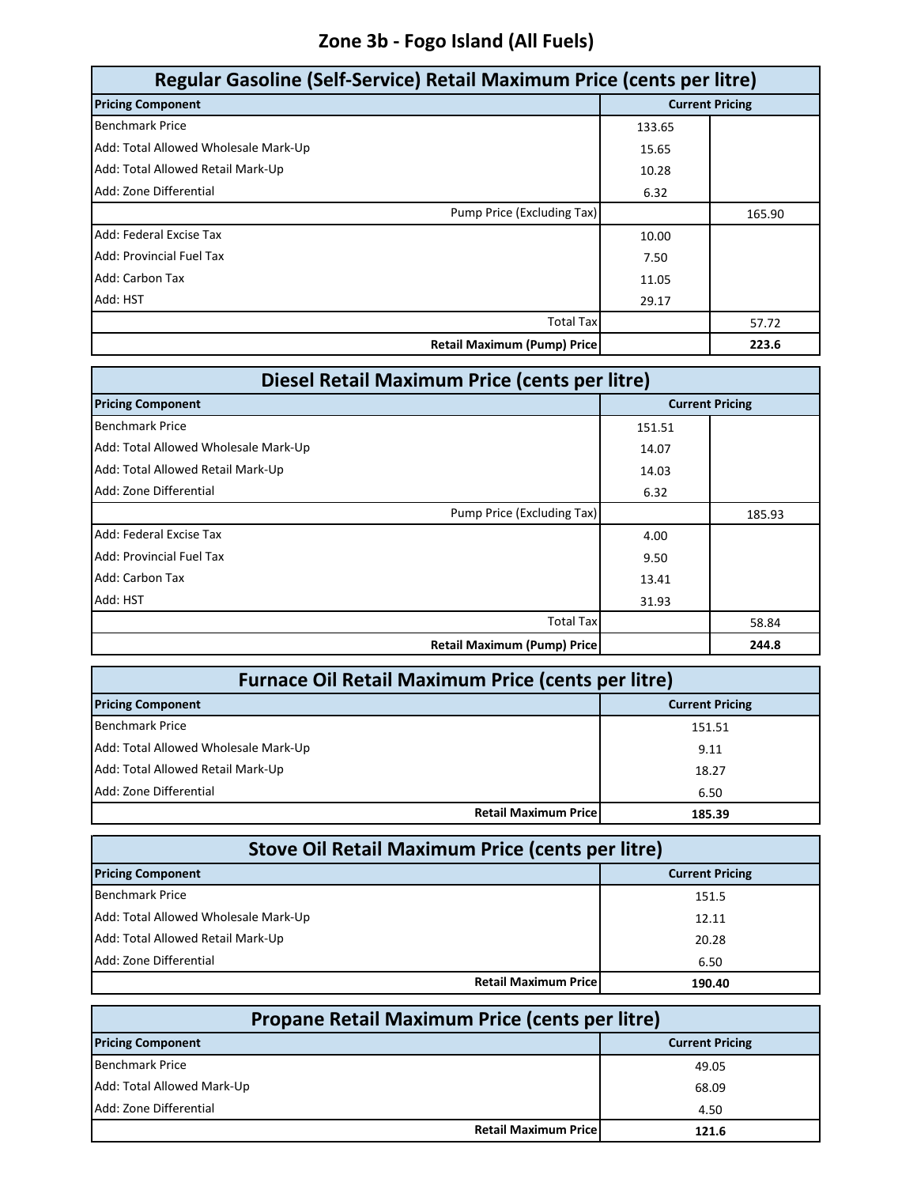## Zone 3b - Fogo Island (All Fuels)

| Regular Gasoline (Self-Service) Retail Maximum Price (cents per litre) | | |
|---|---|---|
| **Pricing Component** | **Current Pricing** | |
| Benchmark Price | 133.65 | |
| Add: Total Allowed Wholesale Mark-Up | 15.65 | |
| Add: Total Allowed Retail Mark-Up | 10.28 | |
| Add: Zone Differential | 6.32 | |
| Pump Price (Excluding Tax) | | 165.90 |
| Add: Federal Excise Tax | 10.00 | |
| Add: Provincial Fuel Tax | 7.50 | |
| Add: Carbon Tax | 11.05 | |
| Add: HST | 29.17 | |
| Total Tax | | 57.72 |
| **Retail Maximum (Pump) Price** | | **223.6** |

| Diesel Retail Maximum Price (cents per litre) | | |
|---|---|---|
| **Pricing Component** | **Current Pricing** | |
| Benchmark Price | 151.51 | |
| Add: Total Allowed Wholesale Mark-Up | 14.07 | |
| Add: Total Allowed Retail Mark-Up | 14.03 | |
| Add: Zone Differential | 6.32 | |
| Pump Price (Excluding Tax) | | 185.93 |
| Add: Federal Excise Tax | 4.00 | |
| Add: Provincial Fuel Tax | 9.50 | |
| Add: Carbon Tax | 13.41 | |
| Add: HST | 31.93 | |
| Total Tax | | 58.84 |
| **Retail Maximum (Pump) Price** | | **244.8** |

| Furnace Oil Retail Maximum Price (cents per litre) | |
|---|---|
| **Pricing Component** | **Current Pricing** |
| Benchmark Price | 151.51 |
| Add: Total Allowed Wholesale Mark-Up | 9.11 |
| Add: Total Allowed Retail Mark-Up | 18.27 |
| Add: Zone Differential | 6.50 |
| **Retail Maximum Price** | **185.39** |

| Stove Oil Retail Maximum Price (cents per litre) | |
|---|---|
| **Pricing Component** | **Current Pricing** |
| Benchmark Price | 151.5 |
| Add: Total Allowed Wholesale Mark-Up | 12.11 |
| Add: Total Allowed Retail Mark-Up | 20.28 |
| Add: Zone Differential | 6.50 |
| **Retail Maximum Price** | **190.40** |

| Propane Retail Maximum Price (cents per litre) | |
|---|---|
| **Pricing Component** | **Current Pricing** |
| Benchmark Price | 49.05 |
| Add: Total Allowed Mark-Up | 68.09 |
| Add: Zone Differential | 4.50 |
| **Retail Maximum Price** | **121.6** |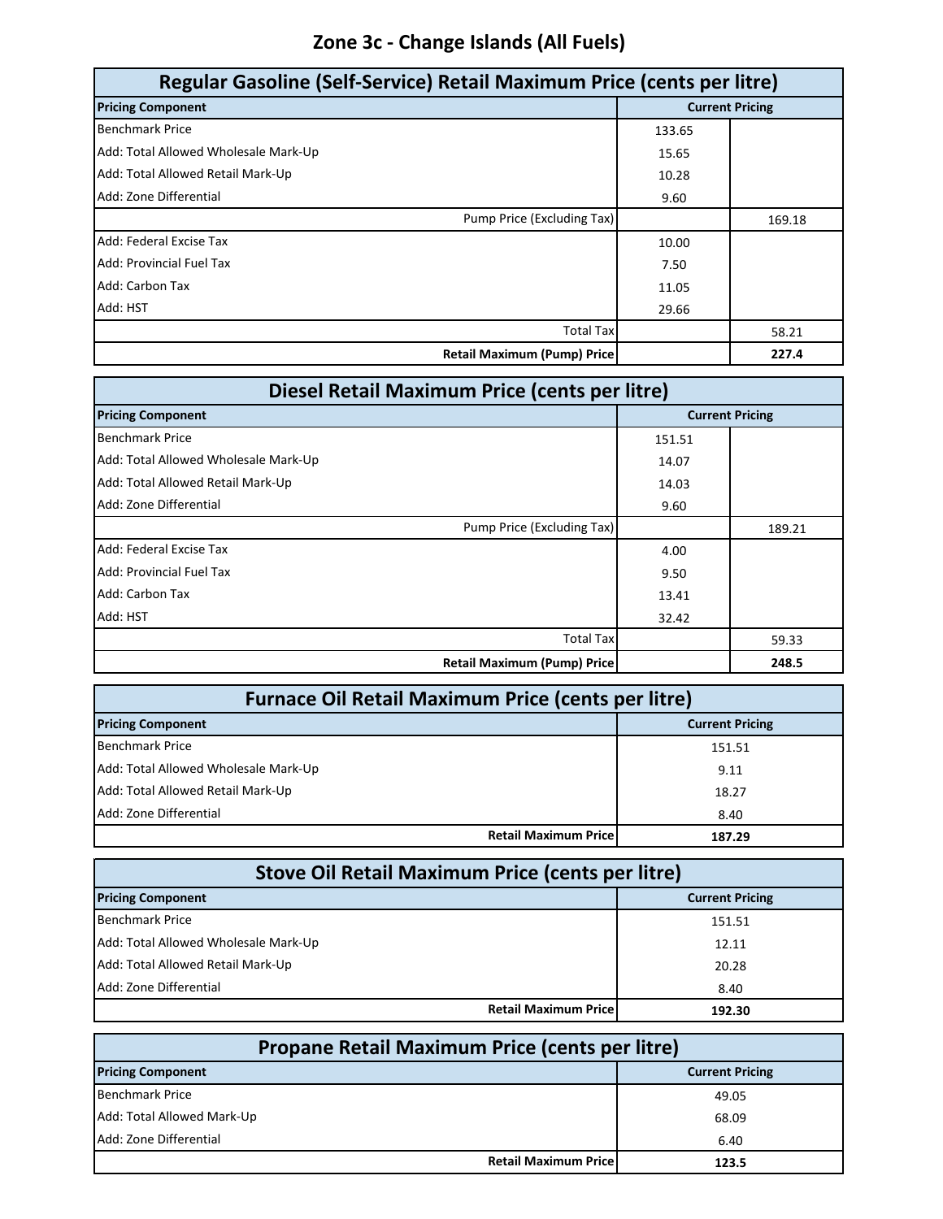# Zone 3c - Change Islands (All Fuels)

| Regular Gasoline (Self-Service) Retail Maximum Price (cents per litre) | | |
|---|---|---|
| **Pricing Component** | **Current Pricing** | |
| Benchmark Price | 133.65 | |
| Add: Total Allowed Wholesale Mark-Up | 15.65 | |
| Add: Total Allowed Retail Mark-Up | 10.28 | |
| Add: Zone Differential | 9.60 | |
| Pump Price (Excluding Tax) | | 169.18 |
| Add: Federal Excise Tax | 10.00 | |
| Add: Provincial Fuel Tax | 7.50 | |
| Add: Carbon Tax | 11.05 | |
| Add: HST | 29.66 | |
| Total Tax | | 58.21 |
| **Retail Maximum (Pump) Price** | | **227.4** |

| Diesel Retail Maximum Price (cents per litre) | | |
|---|---|---|
| **Pricing Component** | **Current Pricing** | |
| Benchmark Price | 151.51 | |
| Add: Total Allowed Wholesale Mark-Up | 14.07 | |
| Add: Total Allowed Retail Mark-Up | 14.03 | |
| Add: Zone Differential | 9.60 | |
| Pump Price (Excluding Tax) | | 189.21 |
| Add: Federal Excise Tax | 4.00 | |
| Add: Provincial Fuel Tax | 9.50 | |
| Add: Carbon Tax | 13.41 | |
| Add: HST | 32.42 | |
| Total Tax | | 59.33 |
| **Retail Maximum (Pump) Price** | | **248.5** |

| Furnace Oil Retail Maximum Price (cents per litre) | |
|---|---|
| **Pricing Component** | **Current Pricing** |
| Benchmark Price | 151.51 |
| Add: Total Allowed Wholesale Mark-Up | 9.11 |
| Add: Total Allowed Retail Mark-Up | 18.27 |
| Add: Zone Differential | 8.40 |
| **Retail Maximum Price** | **187.29** |

| Stove Oil Retail Maximum Price (cents per litre) | |
|---|---|
| **Pricing Component** | **Current Pricing** |
| Benchmark Price | 151.51 |
| Add: Total Allowed Wholesale Mark-Up | 12.11 |
| Add: Total Allowed Retail Mark-Up | 20.28 |
| Add: Zone Differential | 8.40 |
| **Retail Maximum Price** | **192.30** |

| Propane Retail Maximum Price (cents per litre) | |
|---|---|
| **Pricing Component** | **Current Pricing** |
| Benchmark Price | 49.05 |
| Add: Total Allowed Mark-Up | 68.09 |
| Add: Zone Differential | 6.40 |
| **Retail Maximum Price** | **123.5** |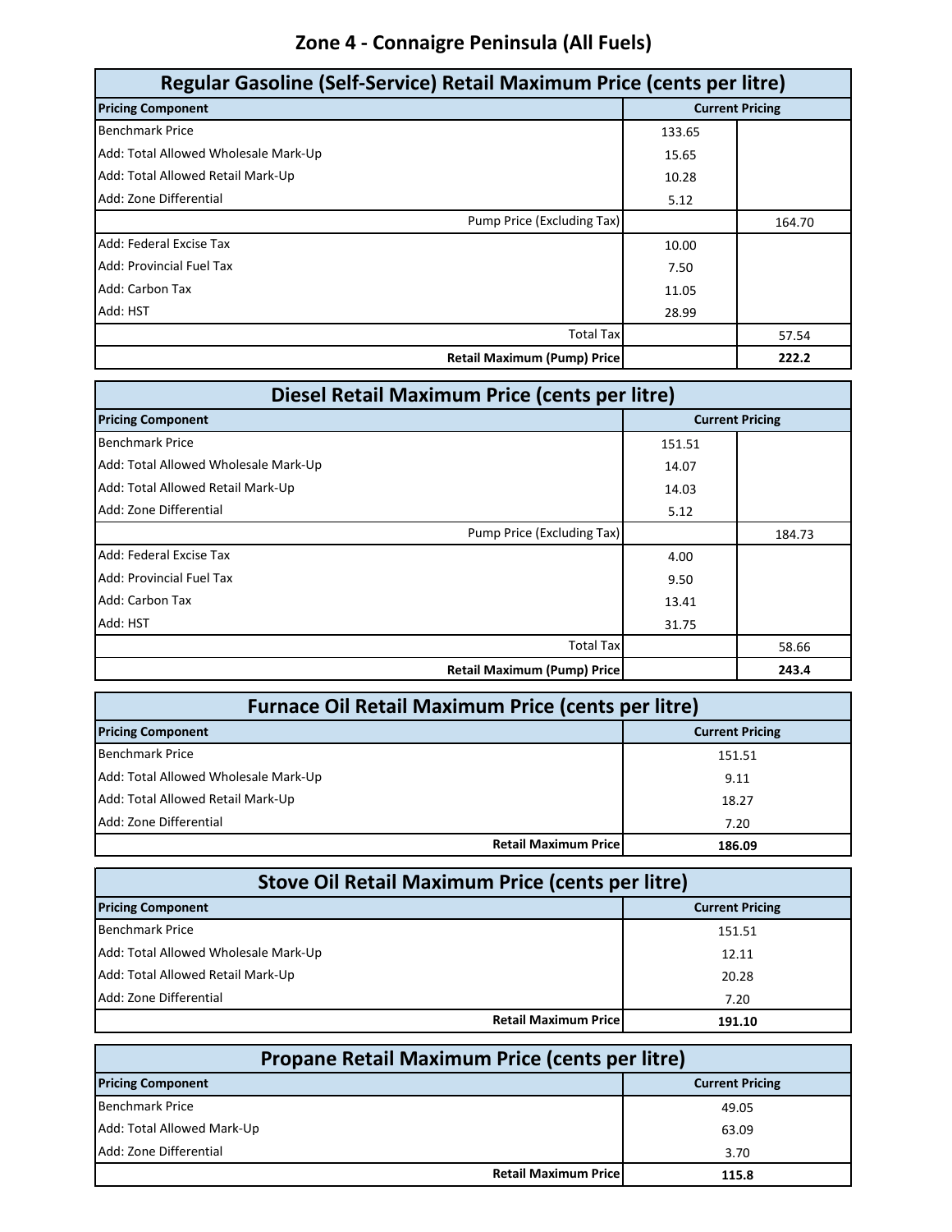# Zone 4 - Connaigre Peninsula (All Fuels)

| Regular Gasoline (Self-Service) Retail Maximum Price (cents per litre) | | |
|---|---|---|
| **Pricing Component** | **Current Pricing** | |
| Benchmark Price | 133.65 | |
| Add: Total Allowed Wholesale Mark-Up | 15.65 | |
| Add: Total Allowed Retail Mark-Up | 10.28 | |
| Add: Zone Differential | 5.12 | |
| Pump Price (Excluding Tax) | | 164.70 |
| Add: Federal Excise Tax | 10.00 | |
| Add: Provincial Fuel Tax | 7.50 | |
| Add: Carbon Tax | 11.05 | |
| Add: HST | 28.99 | |
| Total Tax | | 57.54 |
| **Retail Maximum (Pump) Price** | | **222.2** |

| Diesel Retail Maximum Price (cents per litre) | | |
|---|---|---|
| **Pricing Component** | **Current Pricing** | |
| Benchmark Price | 151.51 | |
| Add: Total Allowed Wholesale Mark-Up | 14.07 | |
| Add: Total Allowed Retail Mark-Up | 14.03 | |
| Add: Zone Differential | 5.12 | |
| Pump Price (Excluding Tax) | | 184.73 |
| Add: Federal Excise Tax | 4.00 | |
| Add: Provincial Fuel Tax | 9.50 | |
| Add: Carbon Tax | 13.41 | |
| Add: HST | 31.75 | |
| Total Tax | | 58.66 |
| **Retail Maximum (Pump) Price** | | **243.4** |

| Furnace Oil Retail Maximum Price (cents per litre) | |
|---|---|
| **Pricing Component** | **Current Pricing** |
| Benchmark Price | 151.51 |
| Add: Total Allowed Wholesale Mark-Up | 9.11 |
| Add: Total Allowed Retail Mark-Up | 18.27 |
| Add: Zone Differential | 7.20 |
| **Retail Maximum Price** | **186.09** |

| Stove Oil Retail Maximum Price (cents per litre) | |
|---|---|
| **Pricing Component** | **Current Pricing** |
| Benchmark Price | 151.51 |
| Add: Total Allowed Wholesale Mark-Up | 12.11 |
| Add: Total Allowed Retail Mark-Up | 20.28 |
| Add: Zone Differential | 7.20 |
| **Retail Maximum Price** | **191.10** |

| Propane Retail Maximum Price (cents per litre) | |
|---|---|
| **Pricing Component** | **Current Pricing** |
| Benchmark Price | 49.05 |
| Add: Total Allowed Mark-Up | 63.09 |
| Add: Zone Differential | 3.70 |
| **Retail Maximum Price** | **115.8** |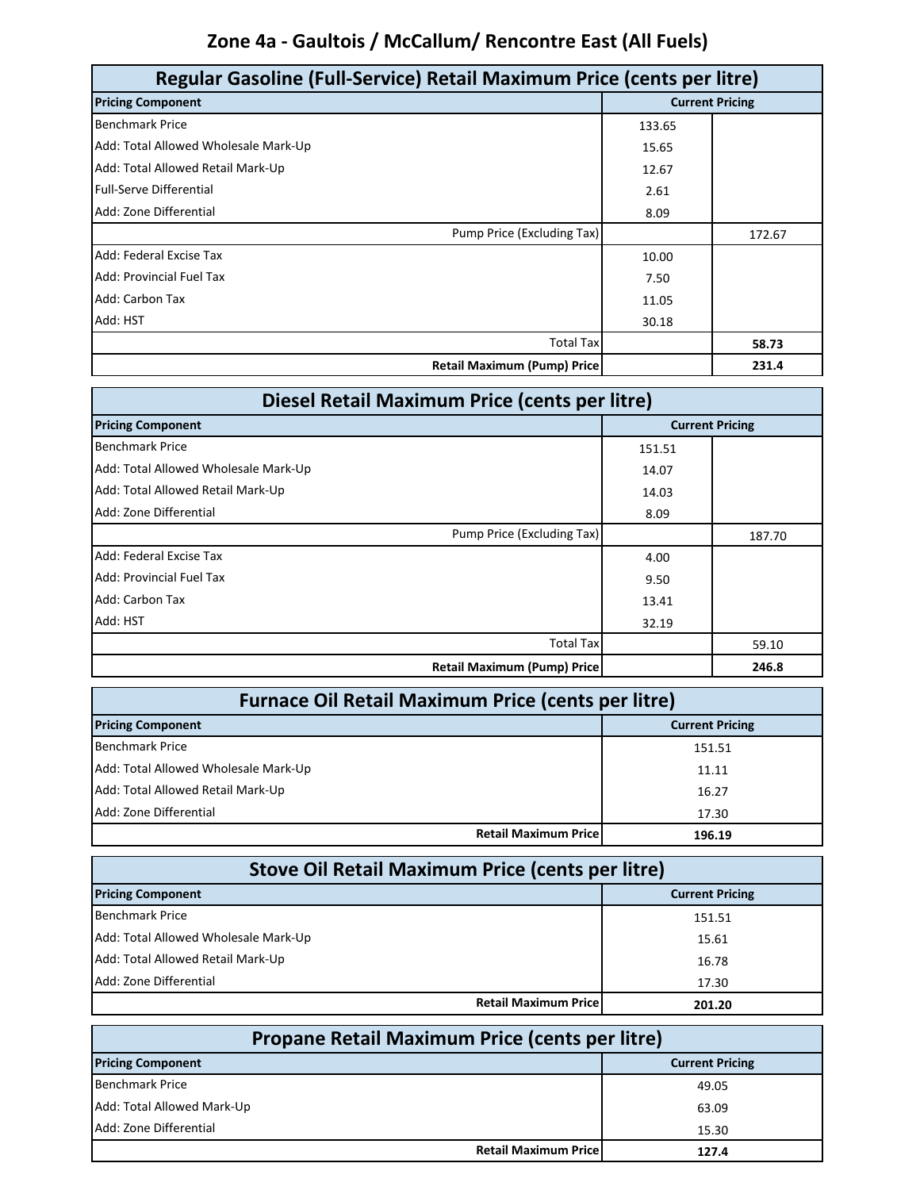# Zone 4a - Gaultois / McCallum/ Rencontre East (All Fuels)

| Regular Gasoline (Full-Service) Retail Maximum Price (cents per litre) | | |
|---|---|---|
| **Pricing Component** | **Current Pricing** | |
| Benchmark Price | 133.65 | |
| Add: Total Allowed Wholesale Mark-Up | 15.65 | |
| Add: Total Allowed Retail Mark-Up | 12.67 | |
| Full-Serve Differential | 2.61 | |
| Add: Zone Differential | 8.09 | |
| Pump Price (Excluding Tax) | | 172.67 |
| Add: Federal Excise Tax | 10.00 | |
| Add: Provincial Fuel Tax | 7.50 | |
| Add: Carbon Tax | 11.05 | |
| Add: HST | 30.18 | |
| Total Tax | | **58.73** |
| **Retail Maximum (Pump) Price** | | **231.4** |

| Diesel Retail Maximum Price (cents per litre) | | |
|---|---|---|
| **Pricing Component** | **Current Pricing** | |
| Benchmark Price | 151.51 | |
| Add: Total Allowed Wholesale Mark-Up | 14.07 | |
| Add: Total Allowed Retail Mark-Up | 14.03 | |
| Add: Zone Differential | 8.09 | |
| Pump Price (Excluding Tax) | | 187.70 |
| Add: Federal Excise Tax | 4.00 | |
| Add: Provincial Fuel Tax | 9.50 | |
| Add: Carbon Tax | 13.41 | |
| Add: HST | 32.19 | |
| Total Tax | | 59.10 |
| **Retail Maximum (Pump) Price** | | **246.8** |

| Furnace Oil Retail Maximum Price (cents per litre) | |
|---|---|
| **Pricing Component** | **Current Pricing** |
| Benchmark Price | 151.51 |
| Add: Total Allowed Wholesale Mark-Up | 11.11 |
| Add: Total Allowed Retail Mark-Up | 16.27 |
| Add: Zone Differential | 17.30 |
| **Retail Maximum Price** | **196.19** |

| Stove Oil Retail Maximum Price (cents per litre) | |
|---|---|
| **Pricing Component** | **Current Pricing** |
| Benchmark Price | 151.51 |
| Add: Total Allowed Wholesale Mark-Up | 15.61 |
| Add: Total Allowed Retail Mark-Up | 16.78 |
| Add: Zone Differential | 17.30 |
| **Retail Maximum Price** | **201.20** |

| Propane Retail Maximum Price (cents per litre) | |
|---|---|
| **Pricing Component** | **Current Pricing** |
| Benchmark Price | 49.05 |
| Add: Total Allowed Mark-Up | 63.09 |
| Add: Zone Differential | 15.30 |
| **Retail Maximum Price** | **127.4** |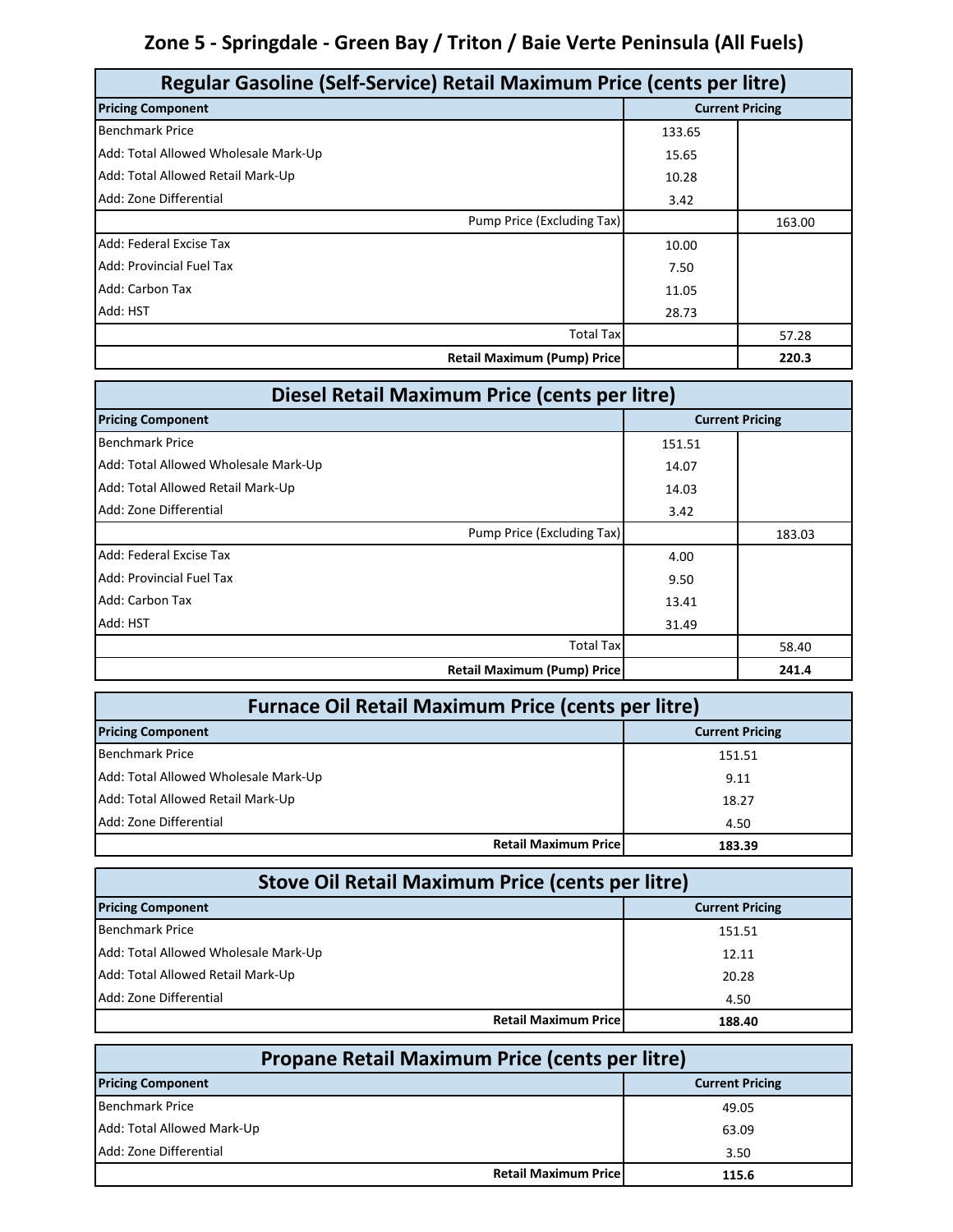# Zone 5 - Springdale - Green Bay / Triton / Baie Verte Peninsula (All Fuels)

## Regular Gasoline (Self-Service) Retail Maximum Price (cents per litre)

| Pricing Component | Current Pricing | |
|---|---|---|
| Benchmark Price | 133.65 | |
| Add: Total Allowed Wholesale Mark-Up | 15.65 | |
| Add: Total Allowed Retail Mark-Up | 10.28 | |
| Add: Zone Differential | 3.42 | |
| Pump Price (Excluding Tax) | | 163.00 |
| Add: Federal Excise Tax | 10.00 | |
| Add: Provincial Fuel Tax | 7.50 | |
| Add: Carbon Tax | 11.05 | |
| Add: HST | 28.73 | |
| Total Tax | | 57.28 |
| **Retail Maximum (Pump) Price** | | **220.3** |

## Diesel Retail Maximum Price (cents per litre)

| Pricing Component | Current Pricing | |
|---|---|---|
| Benchmark Price | 151.51 | |
| Add: Total Allowed Wholesale Mark-Up | 14.07 | |
| Add: Total Allowed Retail Mark-Up | 14.03 | |
| Add: Zone Differential | 3.42 | |
| Pump Price (Excluding Tax) | | 183.03 |
| Add: Federal Excise Tax | 4.00 | |
| Add: Provincial Fuel Tax | 9.50 | |
| Add: Carbon Tax | 13.41 | |
| Add: HST | 31.49 | |
| Total Tax | | 58.40 |
| **Retail Maximum (Pump) Price** | | **241.4** |

## Furnace Oil Retail Maximum Price (cents per litre)

| Pricing Component | Current Pricing |
|---|---|
| Benchmark Price | 151.51 |
| Add: Total Allowed Wholesale Mark-Up | 9.11 |
| Add: Total Allowed Retail Mark-Up | 18.27 |
| Add: Zone Differential | 4.50 |
| **Retail Maximum Price** | **183.39** |

## Stove Oil Retail Maximum Price (cents per litre)

| Pricing Component | Current Pricing |
|---|---|
| Benchmark Price | 151.51 |
| Add: Total Allowed Wholesale Mark-Up | 12.11 |
| Add: Total Allowed Retail Mark-Up | 20.28 |
| Add: Zone Differential | 4.50 |
| **Retail Maximum Price** | **188.40** |

## Propane Retail Maximum Price (cents per litre)

| Pricing Component | Current Pricing |
|---|---|
| Benchmark Price | 49.05 |
| Add: Total Allowed Mark-Up | 63.09 |
| Add: Zone Differential | 3.50 |
| **Retail Maximum Price** | **115.6** |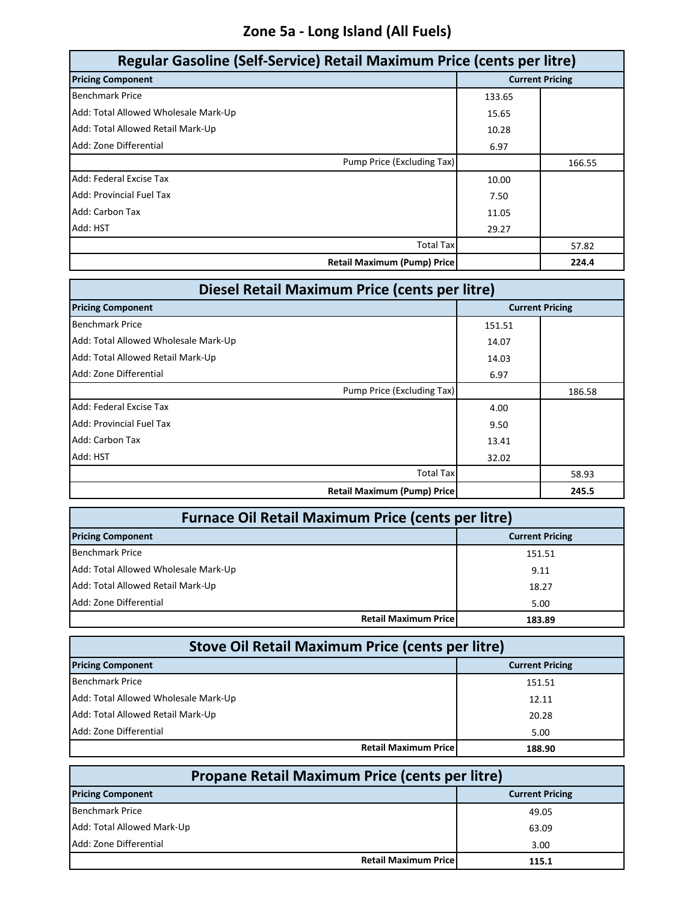# Zone 5a - Long Island (All Fuels)

## Regular Gasoline (Self-Service) Retail Maximum Price (cents per litre)

| Pricing Component | Current Pricing | |
|---|---|---|
| Benchmark Price | 133.65 | |
| Add: Total Allowed Wholesale Mark-Up | 15.65 | |
| Add: Total Allowed Retail Mark-Up | 10.28 | |
| Add: Zone Differential | 6.97 | |
| Pump Price (Excluding Tax) | | 166.55 |
| Add: Federal Excise Tax | 10.00 | |
| Add: Provincial Fuel Tax | 7.50 | |
| Add: Carbon Tax | 11.05 | |
| Add: HST | 29.27 | |
| Total Tax | | 57.82 |
| **Retail Maximum (Pump) Price** | | **224.4** |

## Diesel Retail Maximum Price (cents per litre)

| Pricing Component | Current Pricing | |
|---|---|---|
| Benchmark Price | 151.51 | |
| Add: Total Allowed Wholesale Mark-Up | 14.07 | |
| Add: Total Allowed Retail Mark-Up | 14.03 | |
| Add: Zone Differential | 6.97 | |
| Pump Price (Excluding Tax) | | 186.58 |
| Add: Federal Excise Tax | 4.00 | |
| Add: Provincial Fuel Tax | 9.50 | |
| Add: Carbon Tax | 13.41 | |
| Add: HST | 32.02 | |
| Total Tax | | 58.93 |
| **Retail Maximum (Pump) Price** | | **245.5** |

## Furnace Oil Retail Maximum Price (cents per litre)

| Pricing Component | Current Pricing |
|---|---|
| Benchmark Price | 151.51 |
| Add: Total Allowed Wholesale Mark-Up | 9.11 |
| Add: Total Allowed Retail Mark-Up | 18.27 |
| Add: Zone Differential | 5.00 |
| **Retail Maximum Price** | **183.89** |

## Stove Oil Retail Maximum Price (cents per litre)

| Pricing Component | Current Pricing |
|---|---|
| Benchmark Price | 151.51 |
| Add: Total Allowed Wholesale Mark-Up | 12.11 |
| Add: Total Allowed Retail Mark-Up | 20.28 |
| Add: Zone Differential | 5.00 |
| **Retail Maximum Price** | **188.90** |

## Propane Retail Maximum Price (cents per litre)

| Pricing Component | Current Pricing |
|---|---|
| Benchmark Price | 49.05 |
| Add: Total Allowed Mark-Up | 63.09 |
| Add: Zone Differential | 3.00 |
| **Retail Maximum Price** | **115.1** |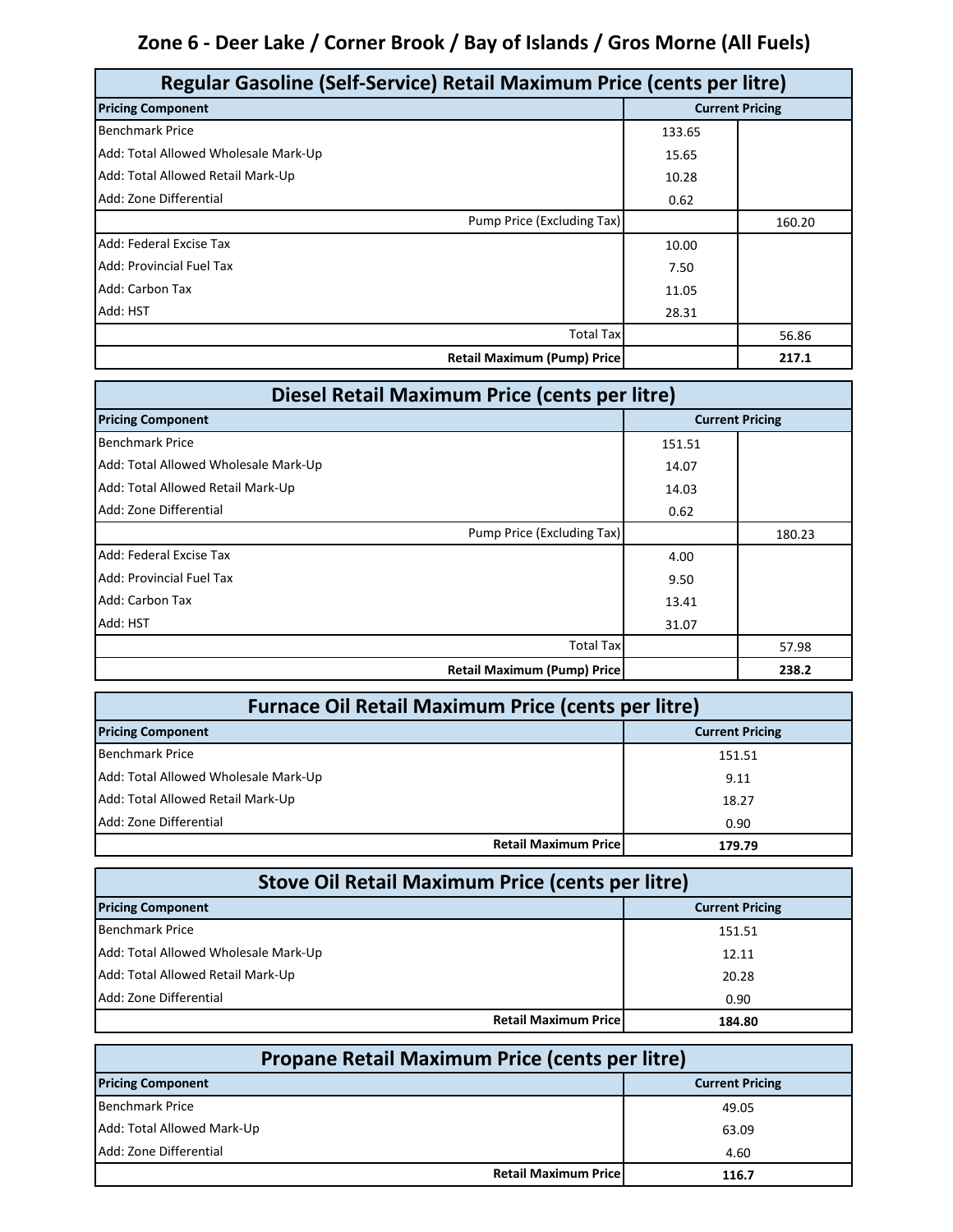## Zone 6 - Deer Lake / Corner Brook / Bay of Islands / Gros Morne (All Fuels)

### Regular Gasoline (Self-Service) Retail Maximum Price (cents per litre)

| Pricing Component | Current Pricing | |
|---|---|---|
| Benchmark Price | 133.65 | |
| Add: Total Allowed Wholesale Mark-Up | 15.65 | |
| Add: Total Allowed Retail Mark-Up | 10.28 | |
| Add: Zone Differential | 0.62 | |
| Pump Price (Excluding Tax) | | 160.20 |
| Add: Federal Excise Tax | 10.00 | |
| Add: Provincial Fuel Tax | 7.50 | |
| Add: Carbon Tax | 11.05 | |
| Add: HST | 28.31 | |
| Total Tax | | 56.86 |
| **Retail Maximum (Pump) Price** | | **217.1** |

### Diesel Retail Maximum Price (cents per litre)

| Pricing Component | Current Pricing | |
|---|---|---|
| Benchmark Price | 151.51 | |
| Add: Total Allowed Wholesale Mark-Up | 14.07 | |
| Add: Total Allowed Retail Mark-Up | 14.03 | |
| Add: Zone Differential | 0.62 | |
| Pump Price (Excluding Tax) | | 180.23 |
| Add: Federal Excise Tax | 4.00 | |
| Add: Provincial Fuel Tax | 9.50 | |
| Add: Carbon Tax | 13.41 | |
| Add: HST | 31.07 | |
| Total Tax | | 57.98 |
| **Retail Maximum (Pump) Price** | | **238.2** |

### Furnace Oil Retail Maximum Price (cents per litre)

| Pricing Component | Current Pricing |
|---|---|
| Benchmark Price | 151.51 |
| Add: Total Allowed Wholesale Mark-Up | 9.11 |
| Add: Total Allowed Retail Mark-Up | 18.27 |
| Add: Zone Differential | 0.90 |
| **Retail Maximum Price** | **179.79** |

### Stove Oil Retail Maximum Price (cents per litre)

| Pricing Component | Current Pricing |
|---|---|
| Benchmark Price | 151.51 |
| Add: Total Allowed Wholesale Mark-Up | 12.11 |
| Add: Total Allowed Retail Mark-Up | 20.28 |
| Add: Zone Differential | 0.90 |
| **Retail Maximum Price** | **184.80** |

### Propane Retail Maximum Price (cents per litre)

| Pricing Component | Current Pricing |
|---|---|
| Benchmark Price | 49.05 |
| Add: Total Allowed Mark-Up | 63.09 |
| Add: Zone Differential | 4.60 |
| **Retail Maximum Price** | **116.7** |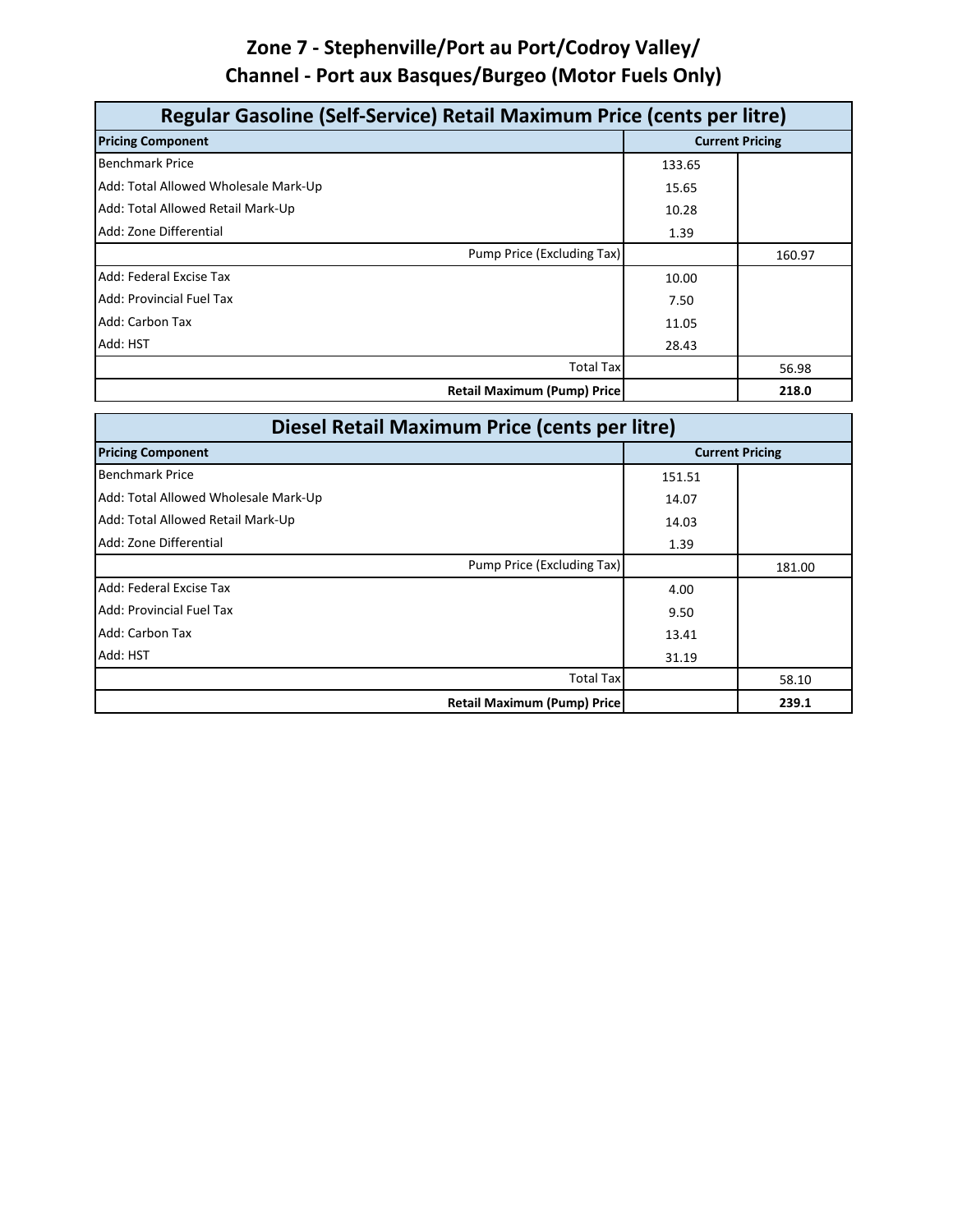# Zone 7 - Stephenville/Port au Port/Codroy Valley/ Channel - Port aux Basques/Burgeo (Motor Fuels Only)

| Regular Gasoline (Self-Service) Retail Maximum Price (cents per litre) | | |
|---|---|---|
| **Pricing Component** | **Current Pricing** | |
| Benchmark Price | 133.65 | |
| Add: Total Allowed Wholesale Mark-Up | 15.65 | |
| Add: Total Allowed Retail Mark-Up | 10.28 | |
| Add: Zone Differential | 1.39 | |
| Pump Price (Excluding Tax) | | 160.97 |
| Add: Federal Excise Tax | 10.00 | |
| Add: Provincial Fuel Tax | 7.50 | |
| Add: Carbon Tax | 11.05 | |
| Add: HST | 28.43 | |
| Total Tax | | 56.98 |
| **Retail Maximum (Pump) Price** | | **218.0** |

| Diesel Retail Maximum Price (cents per litre) | | |
|---|---|---|
| **Pricing Component** | **Current Pricing** | |
| Benchmark Price | 151.51 | |
| Add: Total Allowed Wholesale Mark-Up | 14.07 | |
| Add: Total Allowed Retail Mark-Up | 14.03 | |
| Add: Zone Differential | 1.39 | |
| Pump Price (Excluding Tax) | | 181.00 |
| Add: Federal Excise Tax | 4.00 | |
| Add: Provincial Fuel Tax | 9.50 | |
| Add: Carbon Tax | 13.41 | |
| Add: HST | 31.19 | |
| Total Tax | | 58.10 |
| **Retail Maximum (Pump) Price** | | **239.1** |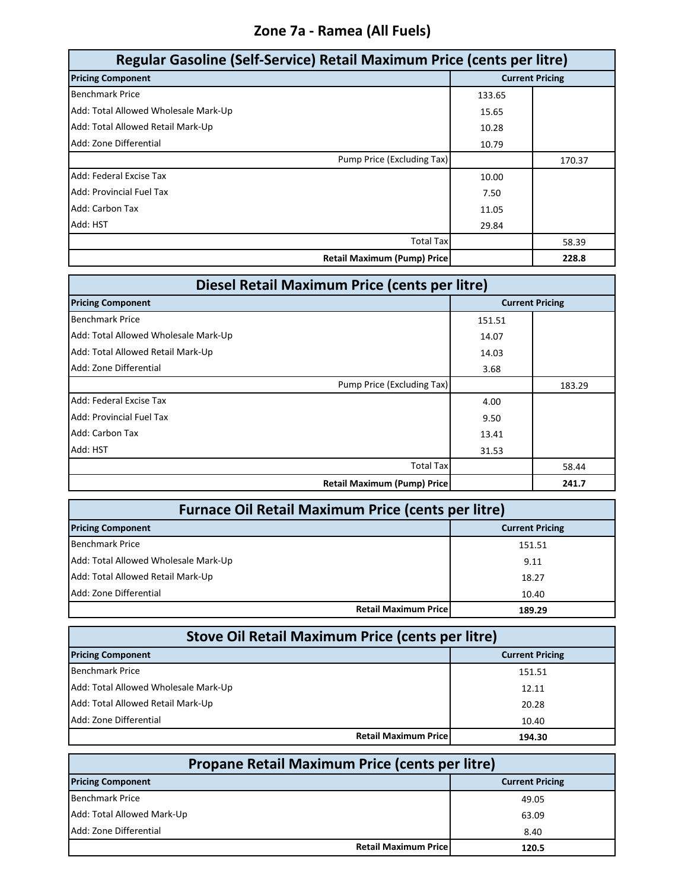# Zone 7a - Ramea (All Fuels)

| Regular Gasoline (Self-Service) Retail Maximum Price (cents per litre) | | |
|---|---|---|
| **Pricing Component** | **Current Pricing** | |
| Benchmark Price | 133.65 | |
| Add: Total Allowed Wholesale Mark-Up | 15.65 | |
| Add: Total Allowed Retail Mark-Up | 10.28 | |
| Add: Zone Differential | 10.79 | |
| Pump Price (Excluding Tax) | | 170.37 |
| Add: Federal Excise Tax | 10.00 | |
| Add: Provincial Fuel Tax | 7.50 | |
| Add: Carbon Tax | 11.05 | |
| Add: HST | 29.84 | |
| Total Tax | | 58.39 |
| **Retail Maximum (Pump) Price** | | **228.8** |

| Diesel Retail Maximum Price (cents per litre) | | |
|---|---|---|
| **Pricing Component** | **Current Pricing** | |
| Benchmark Price | 151.51 | |
| Add: Total Allowed Wholesale Mark-Up | 14.07 | |
| Add: Total Allowed Retail Mark-Up | 14.03 | |
| Add: Zone Differential | 3.68 | |
| Pump Price (Excluding Tax) | | 183.29 |
| Add: Federal Excise Tax | 4.00 | |
| Add: Provincial Fuel Tax | 9.50 | |
| Add: Carbon Tax | 13.41 | |
| Add: HST | 31.53 | |
| Total Tax | | 58.44 |
| **Retail Maximum (Pump) Price** | | **241.7** |

| Furnace Oil Retail Maximum Price (cents per litre) | |
|---|---|
| **Pricing Component** | **Current Pricing** |
| Benchmark Price | 151.51 |
| Add: Total Allowed Wholesale Mark-Up | 9.11 |
| Add: Total Allowed Retail Mark-Up | 18.27 |
| Add: Zone Differential | 10.40 |
| **Retail Maximum Price** | **189.29** |

| Stove Oil Retail Maximum Price (cents per litre) | |
|---|---|
| **Pricing Component** | **Current Pricing** |
| Benchmark Price | 151.51 |
| Add: Total Allowed Wholesale Mark-Up | 12.11 |
| Add: Total Allowed Retail Mark-Up | 20.28 |
| Add: Zone Differential | 10.40 |
| **Retail Maximum Price** | **194.30** |

| Propane Retail Maximum Price (cents per litre) | |
|---|---|
| **Pricing Component** | **Current Pricing** |
| Benchmark Price | 49.05 |
| Add: Total Allowed Mark-Up | 63.09 |
| Add: Zone Differential | 8.40 |
| **Retail Maximum Price** | **120.5** |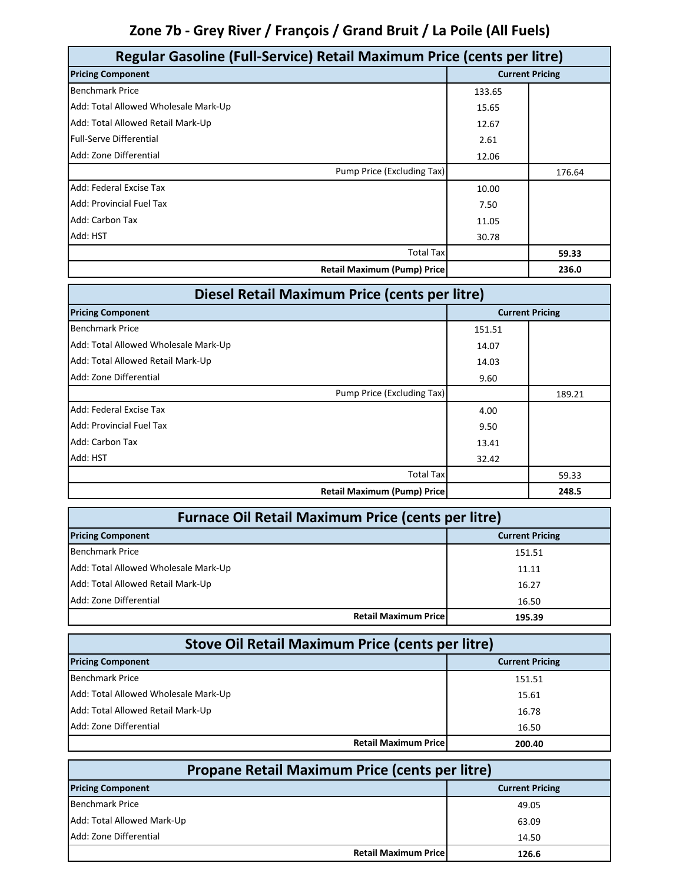## Zone 7b - Grey River / François / Grand Bruit / La Poile (All Fuels)

### Regular Gasoline (Full-Service) Retail Maximum Price (cents per litre)

| Pricing Component | Current Pricing | |
|---|---|---|
| Benchmark Price | 133.65 | |
| Add: Total Allowed Wholesale Mark-Up | 15.65 | |
| Add: Total Allowed Retail Mark-Up | 12.67 | |
| Full-Serve Differential | 2.61 | |
| Add: Zone Differential | 12.06 | |
| Pump Price (Excluding Tax) | | 176.64 |
| Add: Federal Excise Tax | 10.00 | |
| Add: Provincial Fuel Tax | 7.50 | |
| Add: Carbon Tax | 11.05 | |
| Add: HST | 30.78 | |
| Total Tax | | **59.33** |
| **Retail Maximum (Pump) Price** | | **236.0** |

### Diesel Retail Maximum Price (cents per litre)

| Pricing Component | Current Pricing | |
|---|---|---|
| Benchmark Price | 151.51 | |
| Add: Total Allowed Wholesale Mark-Up | 14.07 | |
| Add: Total Allowed Retail Mark-Up | 14.03 | |
| Add: Zone Differential | 9.60 | |
| Pump Price (Excluding Tax) | | 189.21 |
| Add: Federal Excise Tax | 4.00 | |
| Add: Provincial Fuel Tax | 9.50 | |
| Add: Carbon Tax | 13.41 | |
| Add: HST | 32.42 | |
| Total Tax | | 59.33 |
| **Retail Maximum (Pump) Price** | | **248.5** |

### Furnace Oil Retail Maximum Price (cents per litre)

| Pricing Component | Current Pricing |
|---|---|
| Benchmark Price | 151.51 |
| Add: Total Allowed Wholesale Mark-Up | 11.11 |
| Add: Total Allowed Retail Mark-Up | 16.27 |
| Add: Zone Differential | 16.50 |
| **Retail Maximum Price** | **195.39** |

### Stove Oil Retail Maximum Price (cents per litre)

| Pricing Component | Current Pricing |
|---|---|
| Benchmark Price | 151.51 |
| Add: Total Allowed Wholesale Mark-Up | 15.61 |
| Add: Total Allowed Retail Mark-Up | 16.78 |
| Add: Zone Differential | 16.50 |
| **Retail Maximum Price** | **200.40** |

### Propane Retail Maximum Price (cents per litre)

| Pricing Component | Current Pricing |
|---|---|
| Benchmark Price | 49.05 |
| Add: Total Allowed Mark-Up | 63.09 |
| Add: Zone Differential | 14.50 |
| **Retail Maximum Price** | **126.6** |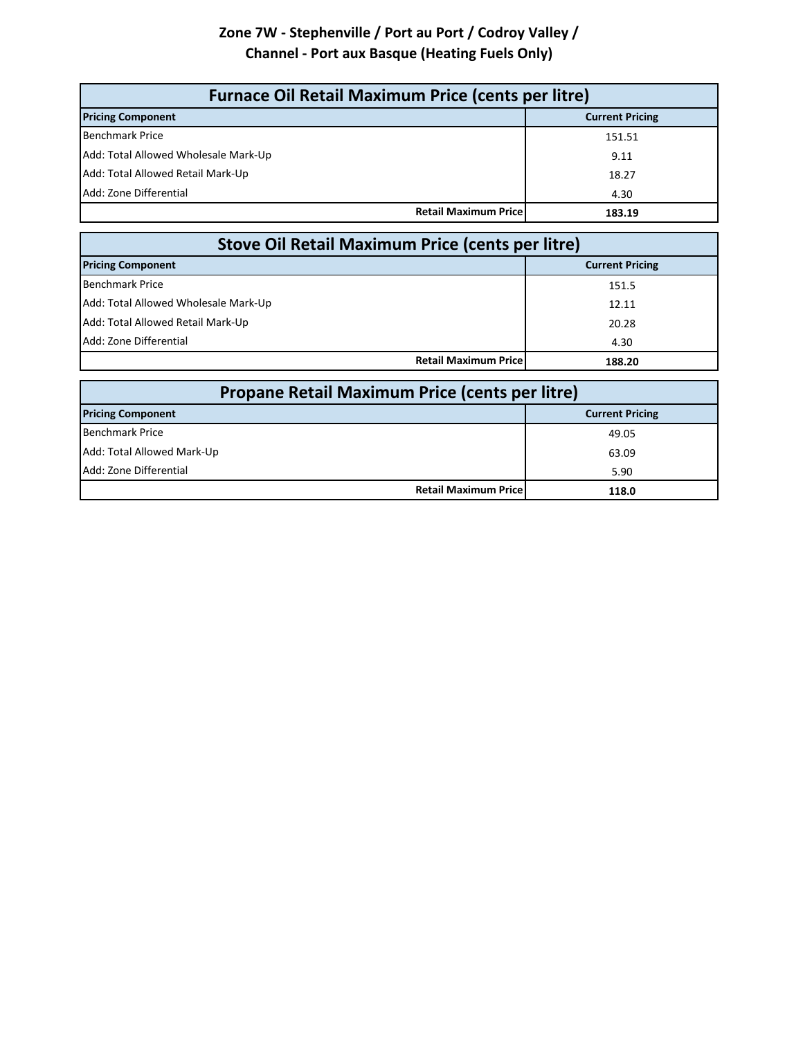## Zone 7W - Stephenville / Port au Port / Codroy Valley / Channel - Port aux Basque (Heating Fuels Only)

| Furnace Oil Retail Maximum Price (cents per litre) | |
|---|---|
| **Pricing Component** | **Current Pricing** |
| Benchmark Price | 151.51 |
| Add: Total Allowed Wholesale Mark-Up | 9.11 |
| Add: Total Allowed Retail Mark-Up | 18.27 |
| Add: Zone Differential | 4.30 |
| **Retail Maximum Price** | **183.19** |

| Stove Oil Retail Maximum Price (cents per litre) | |
|---|---|
| **Pricing Component** | **Current Pricing** |
| Benchmark Price | 151.5 |
| Add: Total Allowed Wholesale Mark-Up | 12.11 |
| Add: Total Allowed Retail Mark-Up | 20.28 |
| Add: Zone Differential | 4.30 |
| **Retail Maximum Price** | **188.20** |

| Propane Retail Maximum Price (cents per litre) | |
|---|---|
| **Pricing Component** | **Current Pricing** |
| Benchmark Price | 49.05 |
| Add: Total Allowed Mark-Up | 63.09 |
| Add: Zone Differential | 5.90 |
| **Retail Maximum Price** | **118.0** |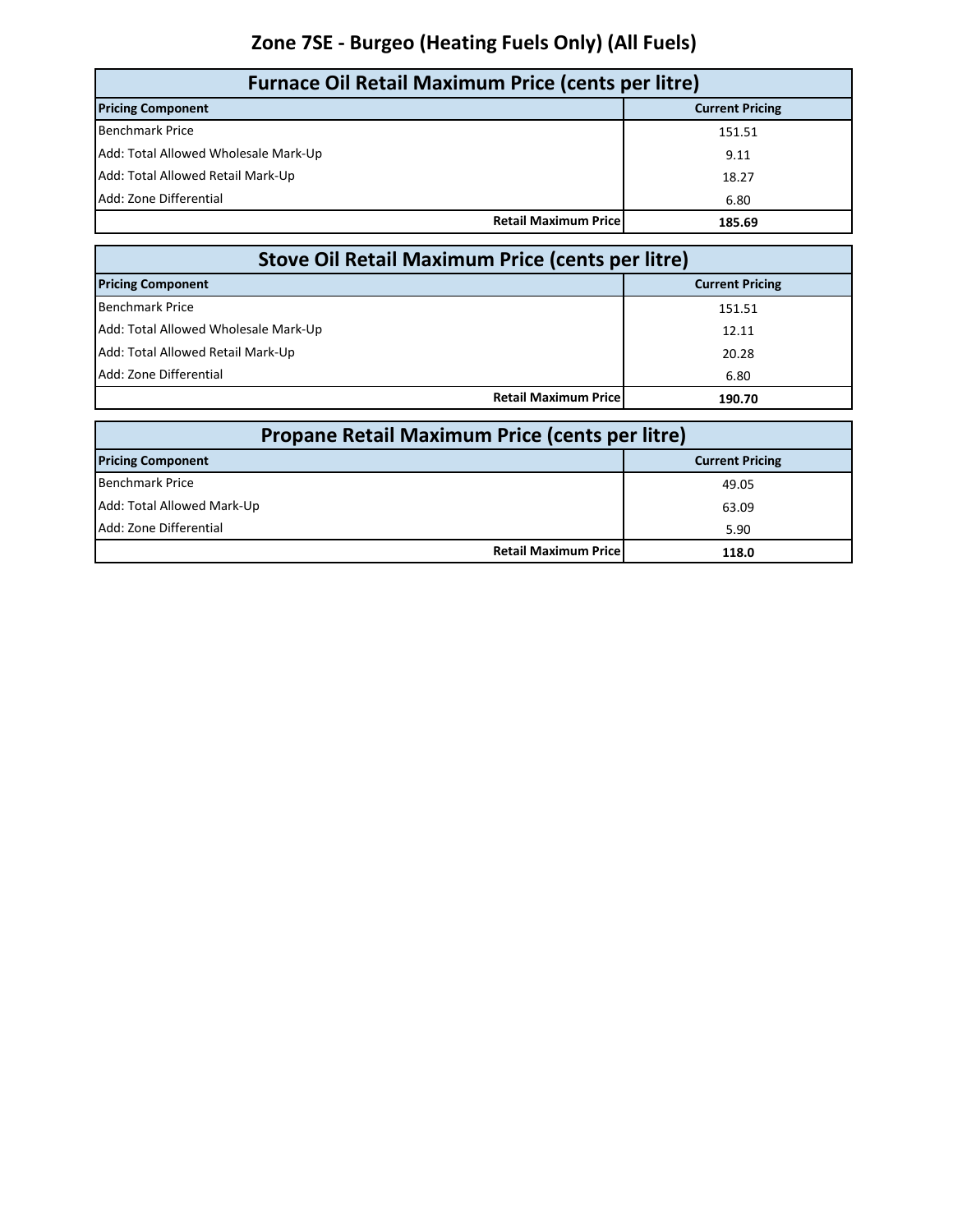# Zone 7SE - Burgeo (Heating Fuels Only) (All Fuels)

## Furnace Oil Retail Maximum Price (cents per litre)

| Pricing Component | Current Pricing |
|---|---|
| Benchmark Price | 151.51 |
| Add: Total Allowed Wholesale Mark-Up | 9.11 |
| Add: Total Allowed Retail Mark-Up | 18.27 |
| Add: Zone Differential | 6.80 |
| **Retail Maximum Price** | **185.69** |

## Stove Oil Retail Maximum Price (cents per litre)

| Pricing Component | Current Pricing |
|---|---|
| Benchmark Price | 151.51 |
| Add: Total Allowed Wholesale Mark-Up | 12.11 |
| Add: Total Allowed Retail Mark-Up | 20.28 |
| Add: Zone Differential | 6.80 |
| **Retail Maximum Price** | **190.70** |

## Propane Retail Maximum Price (cents per litre)

| Pricing Component | Current Pricing |
|---|---|
| Benchmark Price | 49.05 |
| Add: Total Allowed Mark-Up | 63.09 |
| Add: Zone Differential | 5.90 |
| **Retail Maximum Price** | **118.0** |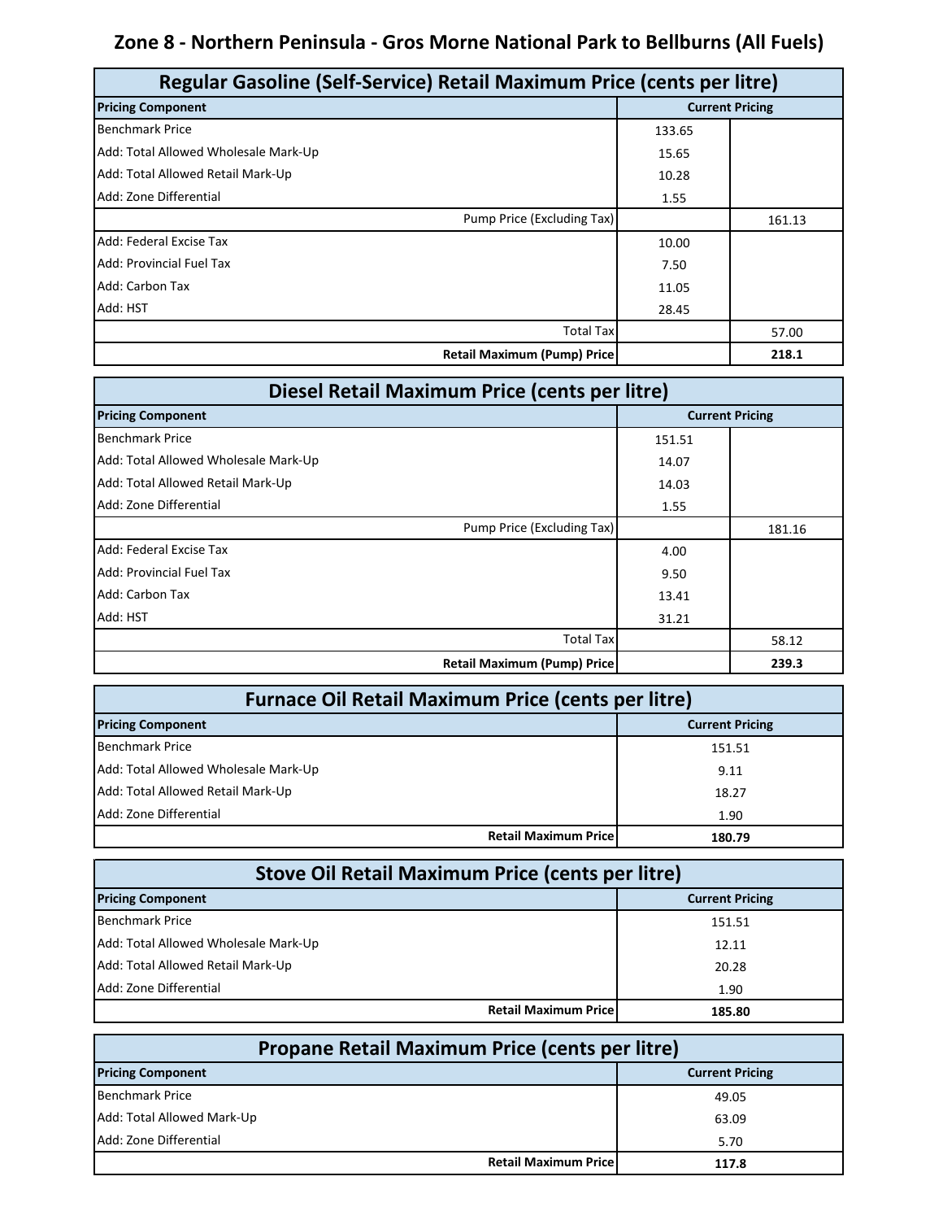## Zone 8 - Northern Peninsula - Gros Morne National Park to Bellburns (All Fuels)

| Regular Gasoline (Self-Service) Retail Maximum Price (cents per litre) | | |
|---|---|---|
| **Pricing Component** | **Current Pricing** | |
| Benchmark Price | 133.65 | |
| Add: Total Allowed Wholesale Mark-Up | 15.65 | |
| Add: Total Allowed Retail Mark-Up | 10.28 | |
| Add: Zone Differential | 1.55 | |
| Pump Price (Excluding Tax) | | 161.13 |
| Add: Federal Excise Tax | 10.00 | |
| Add: Provincial Fuel Tax | 7.50 | |
| Add: Carbon Tax | 11.05 | |
| Add: HST | 28.45 | |
| Total Tax | | 57.00 |
| **Retail Maximum (Pump) Price** | | **218.1** |

| Diesel Retail Maximum Price (cents per litre) | | |
|---|---|---|
| **Pricing Component** | **Current Pricing** | |
| Benchmark Price | 151.51 | |
| Add: Total Allowed Wholesale Mark-Up | 14.07 | |
| Add: Total Allowed Retail Mark-Up | 14.03 | |
| Add: Zone Differential | 1.55 | |
| Pump Price (Excluding Tax) | | 181.16 |
| Add: Federal Excise Tax | 4.00 | |
| Add: Provincial Fuel Tax | 9.50 | |
| Add: Carbon Tax | 13.41 | |
| Add: HST | 31.21 | |
| Total Tax | | 58.12 |
| **Retail Maximum (Pump) Price** | | **239.3** |

| Furnace Oil Retail Maximum Price (cents per litre) | |
|---|---|
| **Pricing Component** | **Current Pricing** |
| Benchmark Price | 151.51 |
| Add: Total Allowed Wholesale Mark-Up | 9.11 |
| Add: Total Allowed Retail Mark-Up | 18.27 |
| Add: Zone Differential | 1.90 |
| **Retail Maximum Price** | **180.79** |

| Stove Oil Retail Maximum Price (cents per litre) | |
|---|---|
| **Pricing Component** | **Current Pricing** |
| Benchmark Price | 151.51 |
| Add: Total Allowed Wholesale Mark-Up | 12.11 |
| Add: Total Allowed Retail Mark-Up | 20.28 |
| Add: Zone Differential | 1.90 |
| **Retail Maximum Price** | **185.80** |

| Propane Retail Maximum Price (cents per litre) | |
|---|---|
| **Pricing Component** | **Current Pricing** |
| Benchmark Price | 49.05 |
| Add: Total Allowed Mark-Up | 63.09 |
| Add: Zone Differential | 5.70 |
| **Retail Maximum Price** | **117.8** |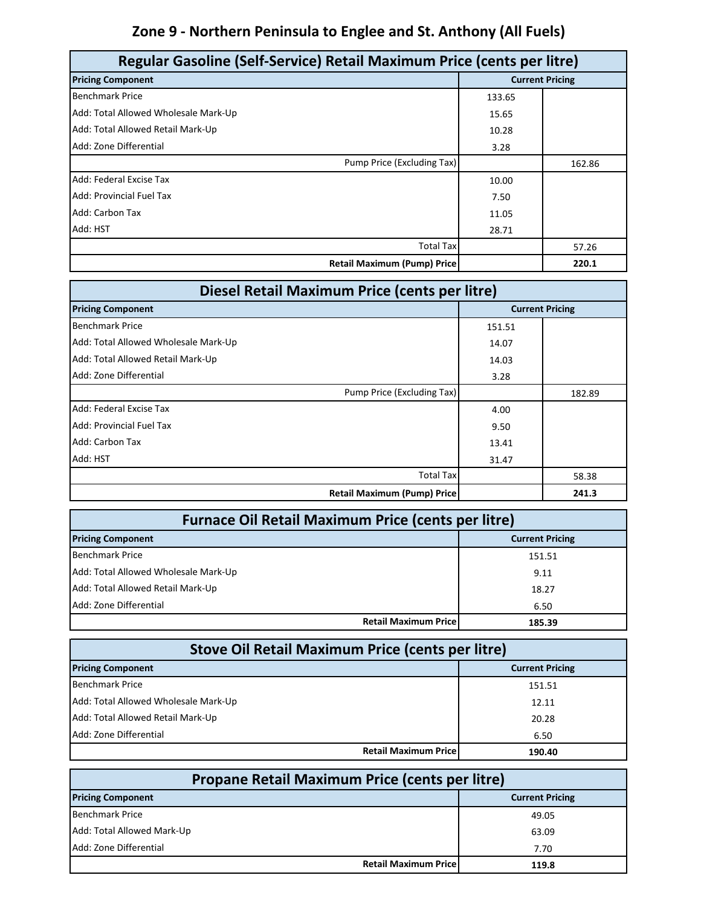## Zone 9 - Northern Peninsula to Englee and St. Anthony (All Fuels)

| Regular Gasoline (Self-Service) Retail Maximum Price (cents per litre) | | |
|---|---|---|
| **Pricing Component** | **Current Pricing** | |
| Benchmark Price | 133.65 | |
| Add: Total Allowed Wholesale Mark-Up | 15.65 | |
| Add: Total Allowed Retail Mark-Up | 10.28 | |
| Add: Zone Differential | 3.28 | |
| Pump Price (Excluding Tax) | | 162.86 |
| Add: Federal Excise Tax | 10.00 | |
| Add: Provincial Fuel Tax | 7.50 | |
| Add: Carbon Tax | 11.05 | |
| Add: HST | 28.71 | |
| Total Tax | | 57.26 |
| **Retail Maximum (Pump) Price** | | **220.1** |

| Diesel Retail Maximum Price (cents per litre) | | |
|---|---|---|
| **Pricing Component** | **Current Pricing** | |
| Benchmark Price | 151.51 | |
| Add: Total Allowed Wholesale Mark-Up | 14.07 | |
| Add: Total Allowed Retail Mark-Up | 14.03 | |
| Add: Zone Differential | 3.28 | |
| Pump Price (Excluding Tax) | | 182.89 |
| Add: Federal Excise Tax | 4.00 | |
| Add: Provincial Fuel Tax | 9.50 | |
| Add: Carbon Tax | 13.41 | |
| Add: HST | 31.47 | |
| Total Tax | | 58.38 |
| **Retail Maximum (Pump) Price** | | **241.3** |

| Furnace Oil Retail Maximum Price (cents per litre) | |
|---|---|
| **Pricing Component** | **Current Pricing** |
| Benchmark Price | 151.51 |
| Add: Total Allowed Wholesale Mark-Up | 9.11 |
| Add: Total Allowed Retail Mark-Up | 18.27 |
| Add: Zone Differential | 6.50 |
| **Retail Maximum Price** | **185.39** |

| Stove Oil Retail Maximum Price (cents per litre) | |
|---|---|
| **Pricing Component** | **Current Pricing** |
| Benchmark Price | 151.51 |
| Add: Total Allowed Wholesale Mark-Up | 12.11 |
| Add: Total Allowed Retail Mark-Up | 20.28 |
| Add: Zone Differential | 6.50 |
| **Retail Maximum Price** | **190.40** |

| Propane Retail Maximum Price (cents per litre) | |
|---|---|
| **Pricing Component** | **Current Pricing** |
| Benchmark Price | 49.05 |
| Add: Total Allowed Mark-Up | 63.09 |
| Add: Zone Differential | 7.70 |
| **Retail Maximum Price** | **119.8** |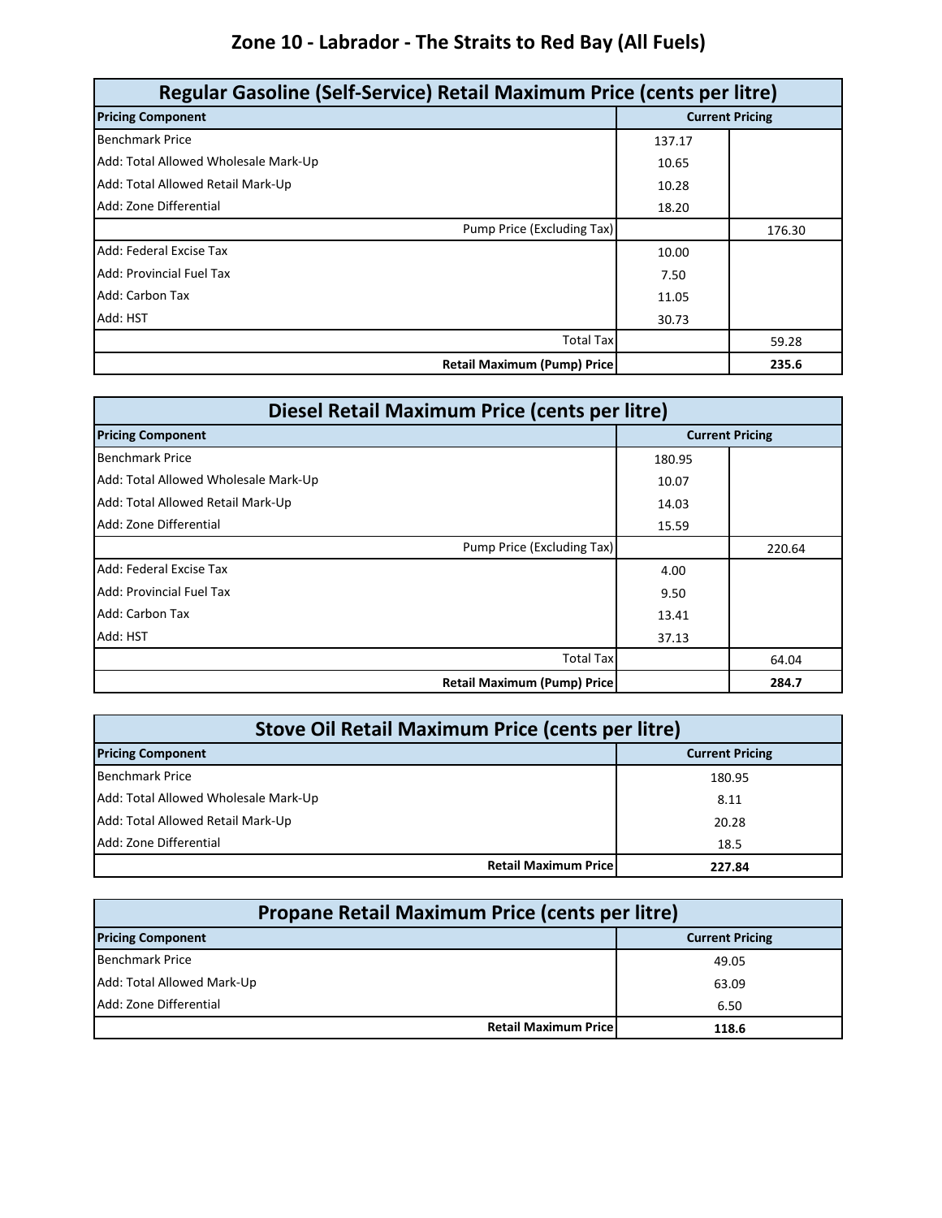# Zone 10 - Labrador - The Straits to Red Bay (All Fuels)

| Regular Gasoline (Self-Service) Retail Maximum Price (cents per litre) | | |
|---|---|---|
| **Pricing Component** | **Current Pricing** | |
| Benchmark Price | 137.17 | |
| Add: Total Allowed Wholesale Mark-Up | 10.65 | |
| Add: Total Allowed Retail Mark-Up | 10.28 | |
| Add: Zone Differential | 18.20 | |
| Pump Price (Excluding Tax) | | 176.30 |
| Add: Federal Excise Tax | 10.00 | |
| Add: Provincial Fuel Tax | 7.50 | |
| Add: Carbon Tax | 11.05 | |
| Add: HST | 30.73 | |
| Total Tax | | 59.28 |
| **Retail Maximum (Pump) Price** | | **235.6** |

| Diesel Retail Maximum Price (cents per litre) | | |
|---|---|---|
| **Pricing Component** | **Current Pricing** | |
| Benchmark Price | 180.95 | |
| Add: Total Allowed Wholesale Mark-Up | 10.07 | |
| Add: Total Allowed Retail Mark-Up | 14.03 | |
| Add: Zone Differential | 15.59 | |
| Pump Price (Excluding Tax) | | 220.64 |
| Add: Federal Excise Tax | 4.00 | |
| Add: Provincial Fuel Tax | 9.50 | |
| Add: Carbon Tax | 13.41 | |
| Add: HST | 37.13 | |
| Total Tax | | 64.04 |
| **Retail Maximum (Pump) Price** | | **284.7** |

| Stove Oil Retail Maximum Price (cents per litre) | |
|---|---|
| **Pricing Component** | **Current Pricing** |
| Benchmark Price | 180.95 |
| Add: Total Allowed Wholesale Mark-Up | 8.11 |
| Add: Total Allowed Retail Mark-Up | 20.28 |
| Add: Zone Differential | 18.5 |
| **Retail Maximum Price** | **227.84** |

| Propane Retail Maximum Price (cents per litre) | |
|---|---|
| **Pricing Component** | **Current Pricing** |
| Benchmark Price | 49.05 |
| Add: Total Allowed Mark-Up | 63.09 |
| Add: Zone Differential | 6.50 |
| **Retail Maximum Price** | **118.6** |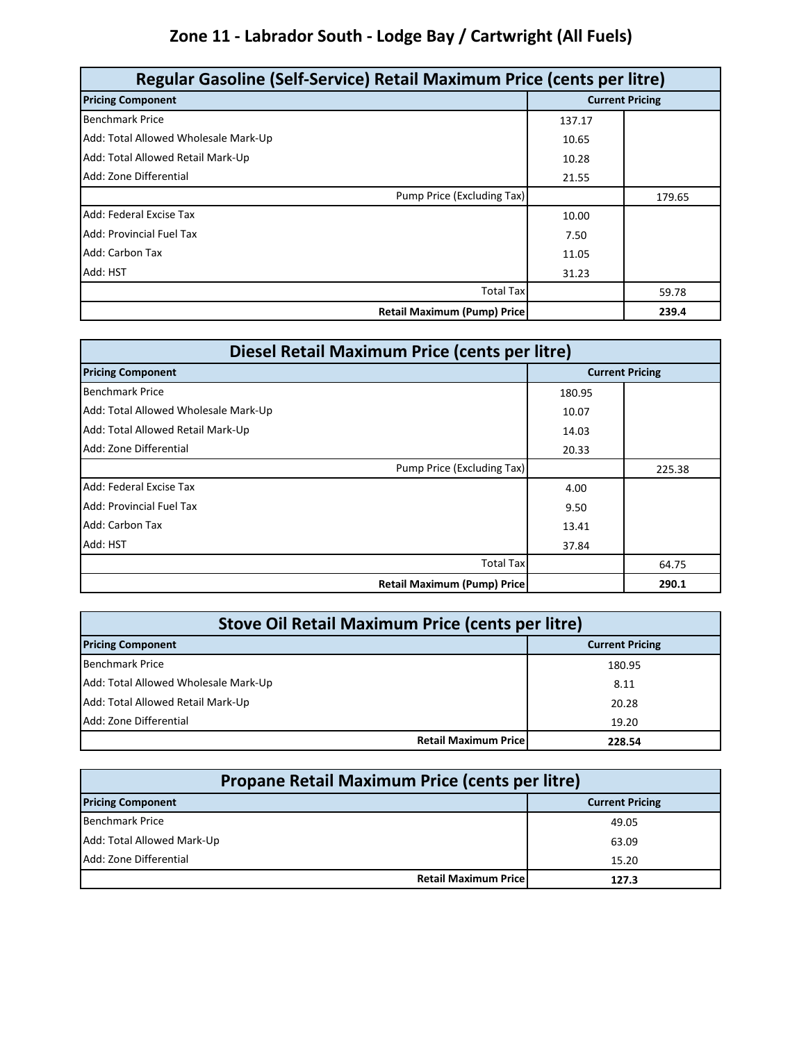# Zone 11 - Labrador South - Lodge Bay / Cartwright (All Fuels)

| Regular Gasoline (Self-Service) Retail Maximum Price (cents per litre) | | |
|---|---|---|
| **Pricing Component** | **Current Pricing** | |
| Benchmark Price | 137.17 | |
| Add: Total Allowed Wholesale Mark-Up | 10.65 | |
| Add: Total Allowed Retail Mark-Up | 10.28 | |
| Add: Zone Differential | 21.55 | |
| Pump Price (Excluding Tax) | | 179.65 |
| Add: Federal Excise Tax | 10.00 | |
| Add: Provincial Fuel Tax | 7.50 | |
| Add: Carbon Tax | 11.05 | |
| Add: HST | 31.23 | |
| Total Tax | | 59.78 |
| **Retail Maximum (Pump) Price** | | **239.4** |

| Diesel Retail Maximum Price (cents per litre) | | |
|---|---|---|
| **Pricing Component** | **Current Pricing** | |
| Benchmark Price | 180.95 | |
| Add: Total Allowed Wholesale Mark-Up | 10.07 | |
| Add: Total Allowed Retail Mark-Up | 14.03 | |
| Add: Zone Differential | 20.33 | |
| Pump Price (Excluding Tax) | | 225.38 |
| Add: Federal Excise Tax | 4.00 | |
| Add: Provincial Fuel Tax | 9.50 | |
| Add: Carbon Tax | 13.41 | |
| Add: HST | 37.84 | |
| Total Tax | | 64.75 |
| **Retail Maximum (Pump) Price** | | **290.1** |

| Stove Oil Retail Maximum Price (cents per litre) | |
|---|---|
| **Pricing Component** | **Current Pricing** |
| Benchmark Price | 180.95 |
| Add: Total Allowed Wholesale Mark-Up | 8.11 |
| Add: Total Allowed Retail Mark-Up | 20.28 |
| Add: Zone Differential | 19.20 |
| **Retail Maximum Price** | **228.54** |

| Propane Retail Maximum Price (cents per litre) | |
|---|---|
| **Pricing Component** | **Current Pricing** |
| Benchmark Price | 49.05 |
| Add: Total Allowed Mark-Up | 63.09 |
| Add: Zone Differential | 15.20 |
| **Retail Maximum Price** | **127.3** |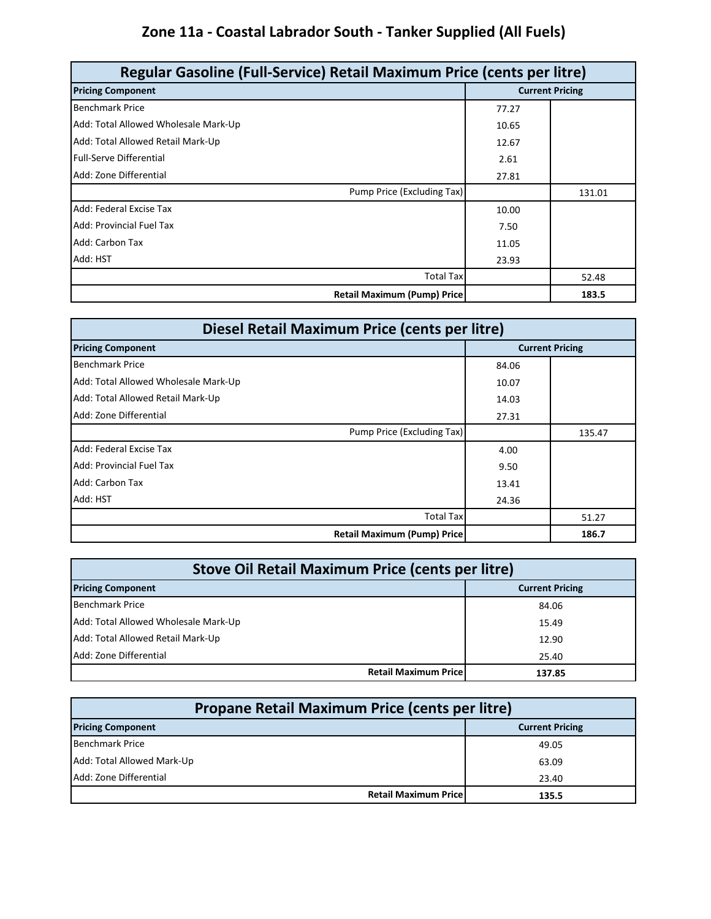# Zone 11a - Coastal Labrador South - Tanker Supplied (All Fuels)

## Regular Gasoline (Full-Service) Retail Maximum Price (cents per litre)

| Pricing Component | Current Pricing | |
|---|---|---|
| Benchmark Price | 77.27 | |
| Add: Total Allowed Wholesale Mark-Up | 10.65 | |
| Add: Total Allowed Retail Mark-Up | 12.67 | |
| Full-Serve Differential | 2.61 | |
| Add: Zone Differential | 27.81 | |
| Pump Price (Excluding Tax) | | 131.01 |
| Add: Federal Excise Tax | 10.00 | |
| Add: Provincial Fuel Tax | 7.50 | |
| Add: Carbon Tax | 11.05 | |
| Add: HST | 23.93 | |
| Total Tax | | 52.48 |
| **Retail Maximum (Pump) Price** | | **183.5** |

## Diesel Retail Maximum Price (cents per litre)

| Pricing Component | Current Pricing | |
|---|---|---|
| Benchmark Price | 84.06 | |
| Add: Total Allowed Wholesale Mark-Up | 10.07 | |
| Add: Total Allowed Retail Mark-Up | 14.03 | |
| Add: Zone Differential | 27.31 | |
| Pump Price (Excluding Tax) | | 135.47 |
| Add: Federal Excise Tax | 4.00 | |
| Add: Provincial Fuel Tax | 9.50 | |
| Add: Carbon Tax | 13.41 | |
| Add: HST | 24.36 | |
| Total Tax | | 51.27 |
| **Retail Maximum (Pump) Price** | | **186.7** |

## Stove Oil Retail Maximum Price (cents per litre)

| Pricing Component | Current Pricing |
|---|---|
| Benchmark Price | 84.06 |
| Add: Total Allowed Wholesale Mark-Up | 15.49 |
| Add: Total Allowed Retail Mark-Up | 12.90 |
| Add: Zone Differential | 25.40 |
| **Retail Maximum Price** | **137.85** |

## Propane Retail Maximum Price (cents per litre)

| Pricing Component | Current Pricing |
|---|---|
| Benchmark Price | 49.05 |
| Add: Total Allowed Mark-Up | 63.09 |
| Add: Zone Differential | 23.40 |
| **Retail Maximum Price** | **135.5** |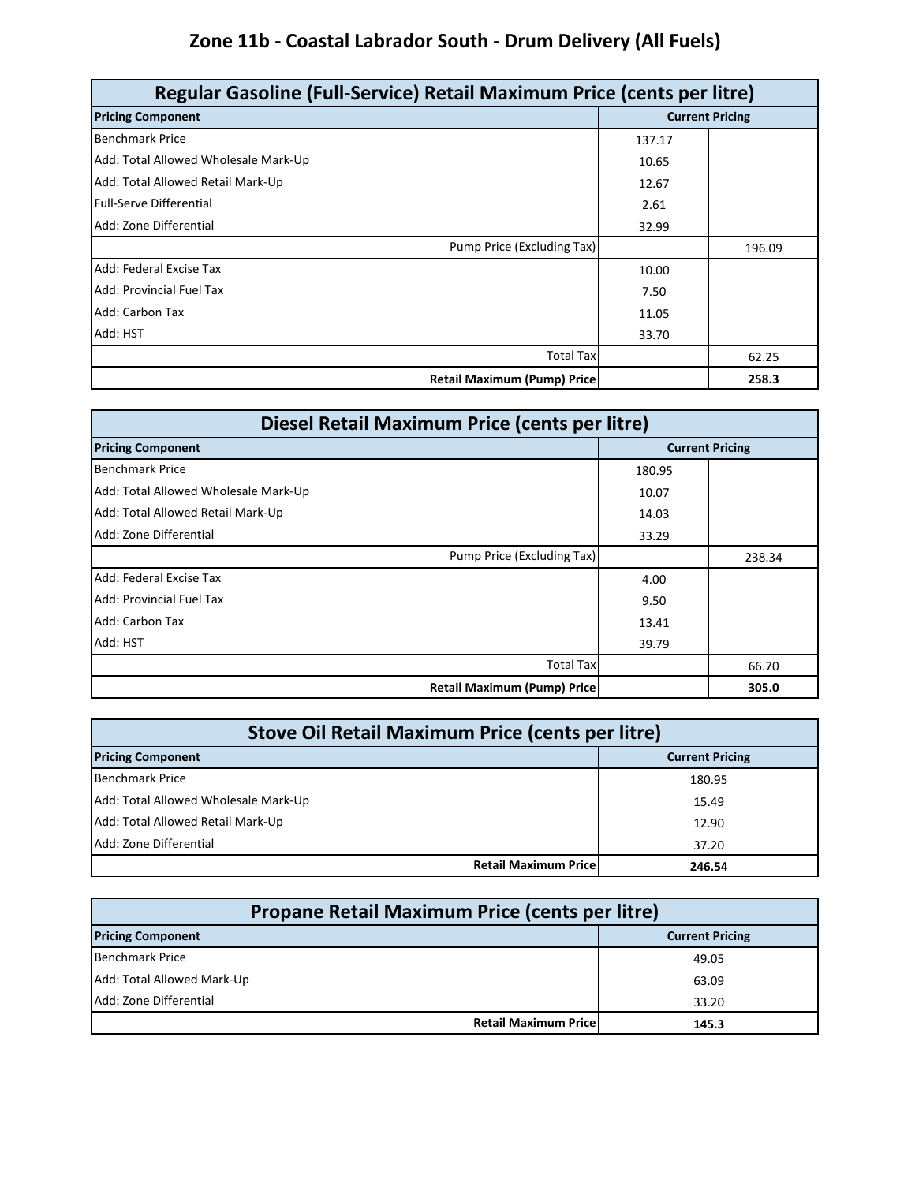# Zone 11b - Coastal Labrador South - Drum Delivery (All Fuels)

| Regular Gasoline (Full-Service) Retail Maximum Price (cents per litre) | | |
|---|---|---|
| **Pricing Component** | **Current Pricing** | |
| Benchmark Price | 137.17 | |
| Add: Total Allowed Wholesale Mark-Up | 10.65 | |
| Add: Total Allowed Retail Mark-Up | 12.67 | |
| Full-Serve Differential | 2.61 | |
| Add: Zone Differential | 32.99 | |
| Pump Price (Excluding Tax) | | 196.09 |
| Add: Federal Excise Tax | 10.00 | |
| Add: Provincial Fuel Tax | 7.50 | |
| Add: Carbon Tax | 11.05 | |
| Add: HST | 33.70 | |
| Total Tax | | 62.25 |
| **Retail Maximum (Pump) Price** | | **258.3** |

| Diesel Retail Maximum Price (cents per litre) | | |
|---|---|---|
| **Pricing Component** | **Current Pricing** | |
| Benchmark Price | 180.95 | |
| Add: Total Allowed Wholesale Mark-Up | 10.07 | |
| Add: Total Allowed Retail Mark-Up | 14.03 | |
| Add: Zone Differential | 33.29 | |
| Pump Price (Excluding Tax) | | 238.34 |
| Add: Federal Excise Tax | 4.00 | |
| Add: Provincial Fuel Tax | 9.50 | |
| Add: Carbon Tax | 13.41 | |
| Add: HST | 39.79 | |
| Total Tax | | 66.70 |
| **Retail Maximum (Pump) Price** | | **305.0** |

| Stove Oil Retail Maximum Price (cents per litre) | |
|---|---|
| **Pricing Component** | **Current Pricing** |
| Benchmark Price | 180.95 |
| Add: Total Allowed Wholesale Mark-Up | 15.49 |
| Add: Total Allowed Retail Mark-Up | 12.90 |
| Add: Zone Differential | 37.20 |
| **Retail Maximum Price** | **246.54** |

| Propane Retail Maximum Price (cents per litre) | |
|---|---|
| **Pricing Component** | **Current Pricing** |
| Benchmark Price | 49.05 |
| Add: Total Allowed Mark-Up | 63.09 |
| Add: Zone Differential | 33.20 |
| **Retail Maximum Price** | **145.3** |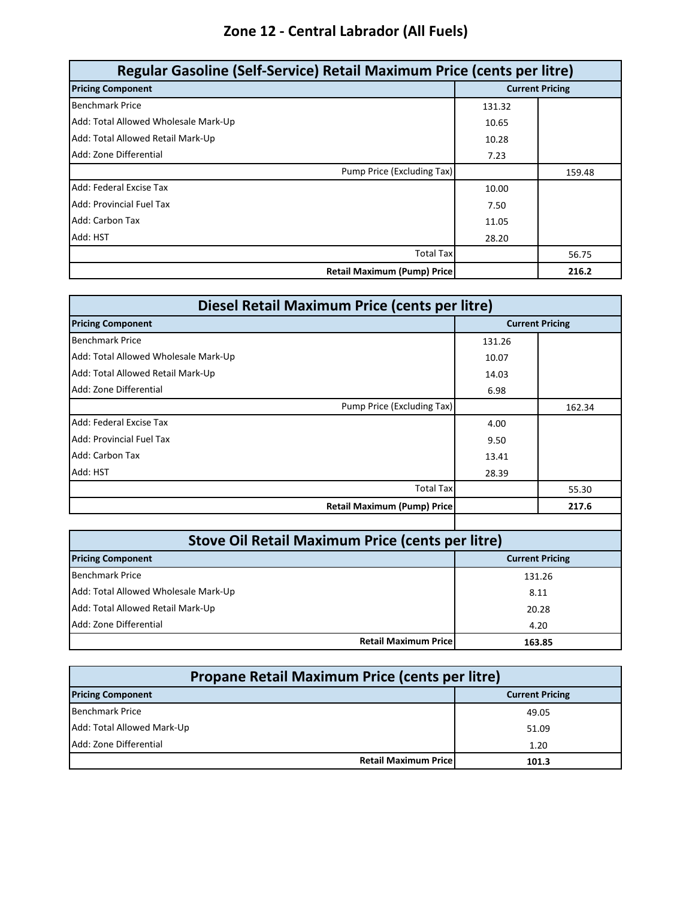# Zone 12 - Central Labrador (All Fuels)

| Regular Gasoline (Self-Service) Retail Maximum Price (cents per litre) | | |
|---|---|---|
| **Pricing Component** | **Current Pricing** | |
| Benchmark Price | 131.32 | |
| Add: Total Allowed Wholesale Mark-Up | 10.65 | |
| Add: Total Allowed Retail Mark-Up | 10.28 | |
| Add: Zone Differential | 7.23 | |
| Pump Price (Excluding Tax) | | 159.48 |
| Add: Federal Excise Tax | 10.00 | |
| Add: Provincial Fuel Tax | 7.50 | |
| Add: Carbon Tax | 11.05 | |
| Add: HST | 28.20 | |
| Total Tax | | 56.75 |
| **Retail Maximum (Pump) Price** | | **216.2** |

| Diesel Retail Maximum Price (cents per litre) | | |
|---|---|---|
| **Pricing Component** | **Current Pricing** | |
| Benchmark Price | 131.26 | |
| Add: Total Allowed Wholesale Mark-Up | 10.07 | |
| Add: Total Allowed Retail Mark-Up | 14.03 | |
| Add: Zone Differential | 6.98 | |
| Pump Price (Excluding Tax) | | 162.34 |
| Add: Federal Excise Tax | 4.00 | |
| Add: Provincial Fuel Tax | 9.50 | |
| Add: Carbon Tax | 13.41 | |
| Add: HST | 28.39 | |
| Total Tax | | 55.30 |
| **Retail Maximum (Pump) Price** | | **217.6** |

| Stove Oil Retail Maximum Price (cents per litre) | |
|---|---|
| **Pricing Component** | **Current Pricing** |
| Benchmark Price | 131.26 |
| Add: Total Allowed Wholesale Mark-Up | 8.11 |
| Add: Total Allowed Retail Mark-Up | 20.28 |
| Add: Zone Differential | 4.20 |
| **Retail Maximum Price** | **163.85** |

| Propane Retail Maximum Price (cents per litre) | |
|---|---|
| **Pricing Component** | **Current Pricing** |
| Benchmark Price | 49.05 |
| Add: Total Allowed Mark-Up | 51.09 |
| Add: Zone Differential | 1.20 |
| **Retail Maximum Price** | **101.3** |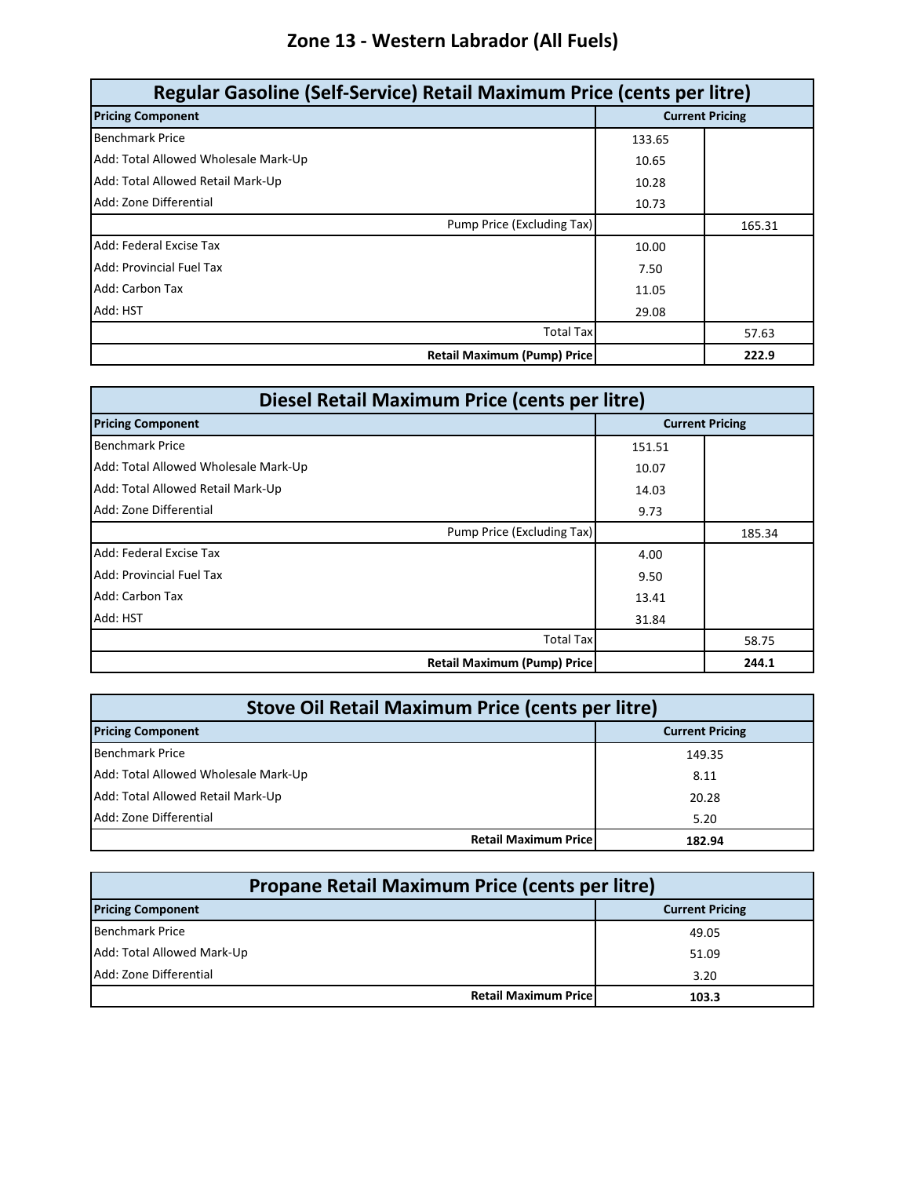# Zone 13 - Western Labrador (All Fuels)

| Regular Gasoline (Self-Service) Retail Maximum Price (cents per litre) | | |
|---|---|---|
| **Pricing Component** | **Current Pricing** | |
| Benchmark Price | 133.65 | |
| Add: Total Allowed Wholesale Mark-Up | 10.65 | |
| Add: Total Allowed Retail Mark-Up | 10.28 | |
| Add: Zone Differential | 10.73 | |
| Pump Price (Excluding Tax) | | 165.31 |
| Add: Federal Excise Tax | 10.00 | |
| Add: Provincial Fuel Tax | 7.50 | |
| Add: Carbon Tax | 11.05 | |
| Add: HST | 29.08 | |
| Total Tax | | 57.63 |
| **Retail Maximum (Pump) Price** | | **222.9** |

| Diesel Retail Maximum Price (cents per litre) | | |
|---|---|---|
| **Pricing Component** | **Current Pricing** | |
| Benchmark Price | 151.51 | |
| Add: Total Allowed Wholesale Mark-Up | 10.07 | |
| Add: Total Allowed Retail Mark-Up | 14.03 | |
| Add: Zone Differential | 9.73 | |
| Pump Price (Excluding Tax) | | 185.34 |
| Add: Federal Excise Tax | 4.00 | |
| Add: Provincial Fuel Tax | 9.50 | |
| Add: Carbon Tax | 13.41 | |
| Add: HST | 31.84 | |
| Total Tax | | 58.75 |
| **Retail Maximum (Pump) Price** | | **244.1** |

| Stove Oil Retail Maximum Price (cents per litre) | |
|---|---|
| **Pricing Component** | **Current Pricing** |
| Benchmark Price | 149.35 |
| Add: Total Allowed Wholesale Mark-Up | 8.11 |
| Add: Total Allowed Retail Mark-Up | 20.28 |
| Add: Zone Differential | 5.20 |
| **Retail Maximum Price** | **182.94** |

| Propane Retail Maximum Price (cents per litre) | |
|---|---|
| **Pricing Component** | **Current Pricing** |
| Benchmark Price | 49.05 |
| Add: Total Allowed Mark-Up | 51.09 |
| Add: Zone Differential | 3.20 |
| **Retail Maximum Price** | **103.3** |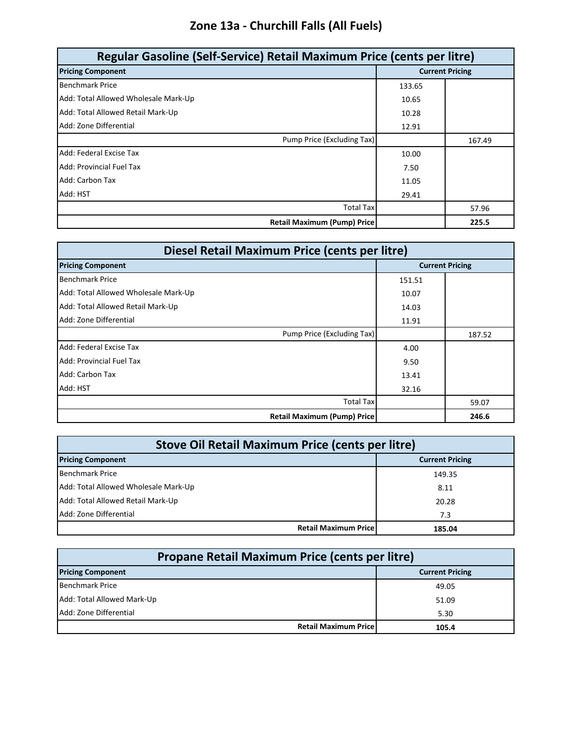## Zone 13a - Churchill Falls (All Fuels)

| Regular Gasoline (Self-Service) Retail Maximum Price (cents per litre) | | |
|---|---|---|
| **Pricing Component** | **Current Pricing** | |
| Benchmark Price | 133.65 | |
| Add: Total Allowed Wholesale Mark-Up | 10.65 | |
| Add: Total Allowed Retail Mark-Up | 10.28 | |
| Add: Zone Differential | 12.91 | |
| Pump Price (Excluding Tax) | | 167.49 |
| Add: Federal Excise Tax | 10.00 | |
| Add: Provincial Fuel Tax | 7.50 | |
| Add: Carbon Tax | 11.05 | |
| Add: HST | 29.41 | |
| Total Tax | | 57.96 |
| **Retail Maximum (Pump) Price** | | **225.5** |

| Diesel Retail Maximum Price (cents per litre) | | |
|---|---|---|
| **Pricing Component** | **Current Pricing** | |
| Benchmark Price | 151.51 | |
| Add: Total Allowed Wholesale Mark-Up | 10.07 | |
| Add: Total Allowed Retail Mark-Up | 14.03 | |
| Add: Zone Differential | 11.91 | |
| Pump Price (Excluding Tax) | | 187.52 |
| Add: Federal Excise Tax | 4.00 | |
| Add: Provincial Fuel Tax | 9.50 | |
| Add: Carbon Tax | 13.41 | |
| Add: HST | 32.16 | |
| Total Tax | | 59.07 |
| **Retail Maximum (Pump) Price** | | **246.6** |

| Stove Oil Retail Maximum Price (cents per litre) | |
|---|---|
| **Pricing Component** | **Current Pricing** |
| Benchmark Price | 149.35 |
| Add: Total Allowed Wholesale Mark-Up | 8.11 |
| Add: Total Allowed Retail Mark-Up | 20.28 |
| Add: Zone Differential | 7.3 |
| **Retail Maximum Price** | **185.04** |

| Propane Retail Maximum Price (cents per litre) | |
|---|---|
| **Pricing Component** | **Current Pricing** |
| Benchmark Price | 49.05 |
| Add: Total Allowed Mark-Up | 51.09 |
| Add: Zone Differential | 5.30 |
| **Retail Maximum Price** | **105.4** |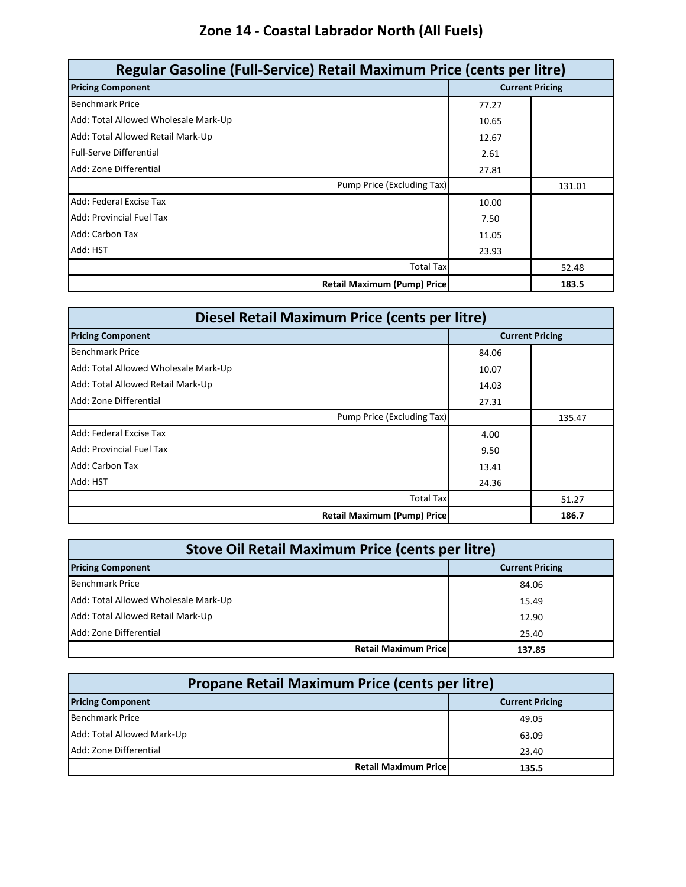# Zone 14 - Coastal Labrador North (All Fuels)

| Regular Gasoline (Full-Service) Retail Maximum Price (cents per litre) | | |
|---|---|---|
| **Pricing Component** | **Current Pricing** | |
| Benchmark Price | 77.27 | |
| Add: Total Allowed Wholesale Mark-Up | 10.65 | |
| Add: Total Allowed Retail Mark-Up | 12.67 | |
| Full-Serve Differential | 2.61 | |
| Add: Zone Differential | 27.81 | |
| Pump Price (Excluding Tax) | | 131.01 |
| Add: Federal Excise Tax | 10.00 | |
| Add: Provincial Fuel Tax | 7.50 | |
| Add: Carbon Tax | 11.05 | |
| Add: HST | 23.93 | |
| Total Tax | | 52.48 |
| **Retail Maximum (Pump) Price** | | **183.5** |

| Diesel Retail Maximum Price (cents per litre) | | |
|---|---|---|
| **Pricing Component** | **Current Pricing** | |
| Benchmark Price | 84.06 | |
| Add: Total Allowed Wholesale Mark-Up | 10.07 | |
| Add: Total Allowed Retail Mark-Up | 14.03 | |
| Add: Zone Differential | 27.31 | |
| Pump Price (Excluding Tax) | | 135.47 |
| Add: Federal Excise Tax | 4.00 | |
| Add: Provincial Fuel Tax | 9.50 | |
| Add: Carbon Tax | 13.41 | |
| Add: HST | 24.36 | |
| Total Tax | | 51.27 |
| **Retail Maximum (Pump) Price** | | **186.7** |

| Stove Oil Retail Maximum Price (cents per litre) | |
|---|---|
| **Pricing Component** | **Current Pricing** |
| Benchmark Price | 84.06 |
| Add: Total Allowed Wholesale Mark-Up | 15.49 |
| Add: Total Allowed Retail Mark-Up | 12.90 |
| Add: Zone Differential | 25.40 |
| **Retail Maximum Price** | **137.85** |

| Propane Retail Maximum Price (cents per litre) | |
|---|---|
| **Pricing Component** | **Current Pricing** |
| Benchmark Price | 49.05 |
| Add: Total Allowed Mark-Up | 63.09 |
| Add: Zone Differential | 23.40 |
| **Retail Maximum Price** | **135.5** |